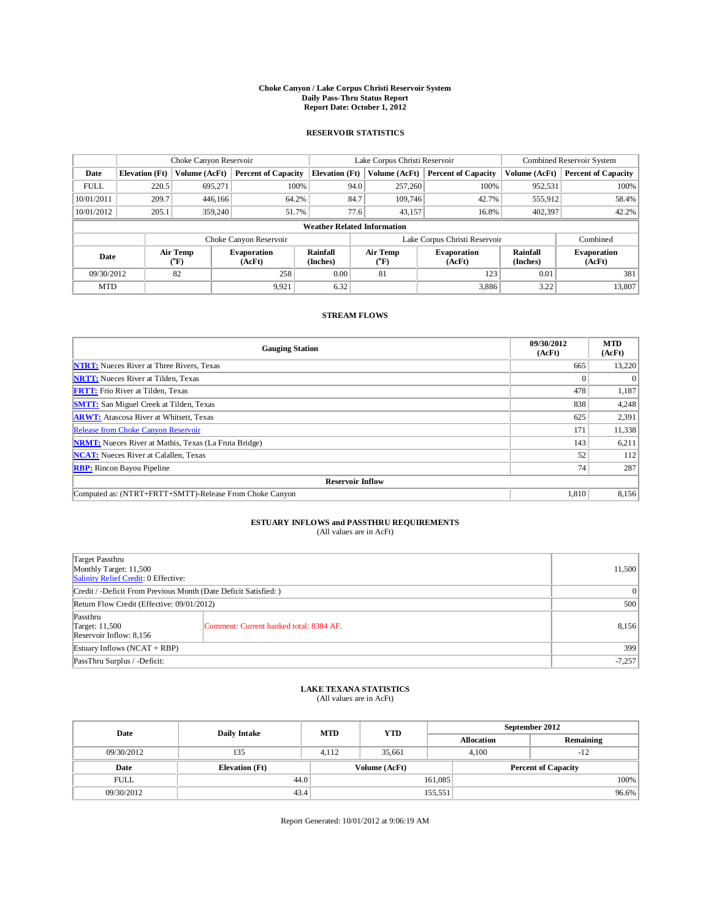# Choke Canyon / Lake Corpus Christi Reservoir System
## Daily Pass-Thru Status Report
### Report Date: October 1, 2012

## RESERVOIR STATISTICS

| | Choke Canyon Reservoir | | | Lake Corpus Christi Reservoir | | | Combined Reservoir System | |
|---|---|---|---|---|---|---|---|---|
| Date | Elevation (Ft) | Volume (AcFt) | Percent of Capacity | Elevation (Ft) | Volume (AcFt) | Percent of Capacity | Volume (AcFt) | Percent of Capacity |
| FULL | 220.5 | 695,271 | 100% | 94.0 | 257,260 | 100% | 952,531 | 100% |
| 10/01/2011 | 209.7 | 446,166 | 64.2% | 84.7 | 109,746 | 42.7% | 555,912 | 58.4% |
| 10/01/2012 | 205.1 | 359,240 | 51.7% | 77.6 | 43,157 | 16.8% | 402,397 | 42.2% |

**Weather Related Information**

| | Choke Canyon Reservoir | | | Lake Corpus Christi Reservoir | | | Combined |
|---|---|---|---|---|---|---|---|
| Date | Air Temp (°F) | Evaporation (AcFt) | Rainfall (Inches) | Air Temp (°F) | Evaporation (AcFt) | Rainfall (Inches) | Evaporation (AcFt) |
| 09/30/2012 | 82 | 258 | 0.00 | 81 | 123 | 0.01 | 381 |
| MTD | | 9,921 | 6.32 | | 3,886 | 3.22 | 13,807 |

## STREAM FLOWS

| Gauging Station | 09/30/2012 (AcFt) | MTD (AcFt) |
|---|---|---|
| NTRT: Nueces River at Three Rivers, Texas | 665 | 13,220 |
| NRTT: Nueces River at Tilden, Texas | 0 | 0 |
| FRTT: Frio River at Tilden, Texas | 478 | 1,187 |
| SMTT: San Miguel Creek at Tilden, Texas | 838 | 4,248 |
| ARWT: Atascosa River at Whitsett, Texas | 625 | 2,391 |
| Release from Choke Canyon Reservoir | 171 | 11,338 |
| NRMT: Nueces River at Mathis, Texas (La Fruta Bridge) | 143 | 6,211 |
| NCAT: Nueces River at Calallen, Texas | 52 | 112 |
| RBP: Rincon Bayou Pipeline | 74 | 287 |
| **Reservoir Inflow** | | |
| Computed as: (NTRT+FRTT+SMTT)-Release From Choke Canyon | 1,810 | 8,156 |

## ESTUARY INFLOWS and PASSTHRU REQUIREMENTS
(All values are in AcFt)

| | | |
|---|---|---|
| Target Passthru<br>Monthly Target: 11,500<br>Salinity Relief Credit: 0 Effective: | | 11,500 |
| Credit / -Deficit From Previous Month (Date Deficit Satisfied: ) | | 0 |
| Return Flow Credit (Effective: 09/01/2012) | | 500 |
| Passthru<br>Target: 11,500<br>Reservoir Inflow: 8,156 | Comment: Current banked total: 8384 AF. | 8,156 |
| Estuary Inflows (NCAT + RBP) | | 399 |
| PassThru Surplus / -Deficit: | | -7,257 |

## LAKE TEXANA STATISTICS
(All values are in AcFt)

| Date | Daily Intake | MTD | YTD | September 2012 Allocation | September 2012 Remaining |
|---|---|---|---|---|---|
| 09/30/2012 | 135 | 4,112 | 35,661 | 4,100 | -12 |

| Date | Elevation (Ft) | Volume (AcFt) | Percent of Capacity |
|---|---|---|---|
| FULL | 44.0 | 161,085 | 100% |
| 09/30/2012 | 43.4 | 155,551 | 96.6% |

Report Generated: 10/01/2012 at 9:06:19 AM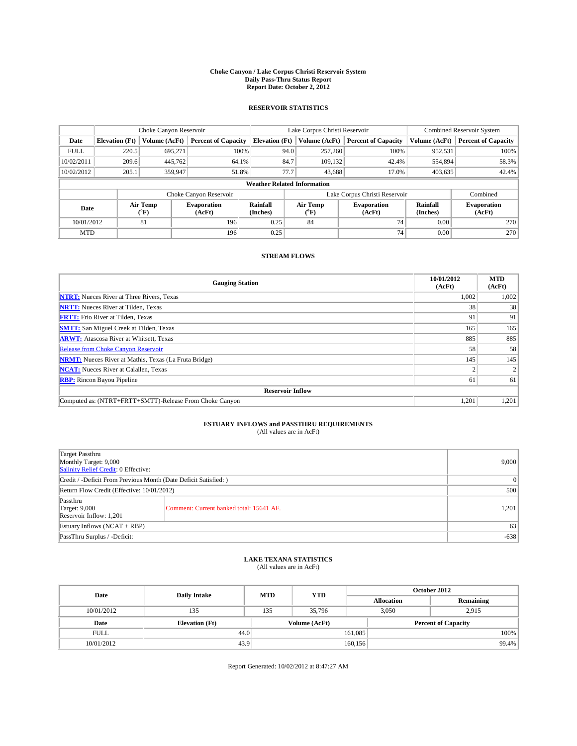**Choke Canyon / Lake Corpus Christi Reservoir System**
**Daily Pass-Thru Status Report**
**Report Date: October 2, 2012**

## RESERVOIR STATISTICS

| | Choke Canyon Reservoir | | | Lake Corpus Christi Reservoir | | | Combined Reservoir System | |
|---|---|---|---|---|---|---|---|---|
| **Date** | **Elevation (Ft)** | **Volume (AcFt)** | **Percent of Capacity** | **Elevation (Ft)** | **Volume (AcFt)** | **Percent of Capacity** | **Volume (AcFt)** | **Percent of Capacity** |
| FULL | 220.5 | 695,271 | 100% | 94.0 | 257,260 | 100% | 952,531 | 100% |
| 10/02/2011 | 209.6 | 445,762 | 64.1% | 84.7 | 109,132 | 42.4% | 554,894 | 58.3% |
| 10/02/2012 | 205.1 | 359,947 | 51.8% | 77.7 | 43,688 | 17.0% | 403,635 | 42.4% |

**Weather Related Information**

| | Choke Canyon Reservoir | | | Lake Corpus Christi Reservoir | | | Combined |
|---|---|---|---|---|---|---|---|
| **Date** | **Air Temp (°F)** | **Evaporation (AcFt)** | **Rainfall (Inches)** | **Air Temp (°F)** | **Evaporation (AcFt)** | **Rainfall (Inches)** | **Evaporation (AcFt)** |
| 10/01/2012 | 81 | 196 | 0.25 | 84 | 74 | 0.00 | 270 |
| MTD | | 196 | 0.25 | | 74 | 0.00 | 270 |

## STREAM FLOWS

| Gauging Station | 10/01/2012 (AcFt) | MTD (AcFt) |
|---|---|---|
| **NTRT:** Nueces River at Three Rivers, Texas | 1,002 | 1,002 |
| **NRTT:** Nueces River at Tilden, Texas | 38 | 38 |
| **FRTT:** Frio River at Tilden, Texas | 91 | 91 |
| **SMTT:** San Miguel Creek at Tilden, Texas | 165 | 165 |
| **ARWT:** Atascosa River at Whitsett, Texas | 885 | 885 |
| Release from Choke Canyon Reservoir | 58 | 58 |
| **NRMT:** Nueces River at Mathis, Texas (La Fruta Bridge) | 145 | 145 |
| **NCAT:** Nueces River at Calallen, Texas | 2 | 2 |
| **RBP:** Rincon Bayou Pipeline | 61 | 61 |
| **Reservoir Inflow** | | |
| Computed as: (NTRT+FRTT+SMTT)-Release From Choke Canyon | 1,201 | 1,201 |

## ESTUARY INFLOWS and PASSTHRU REQUIREMENTS

(All values are in AcFt)

| | | |
|---|---|---|
| Target Passthru<br>Monthly Target: 9,000<br>Salinity Relief Credit: 0 Effective: | | 9,000 |
| Credit / -Deficit From Previous Month (Date Deficit Satisfied: ) | | 0 |
| Return Flow Credit (Effective: 10/01/2012) | | 500 |
| Passthru<br>Target: 9,000<br>Reservoir Inflow: 1,201 | Comment: Current banked total: 15641 AF. | 1,201 |
| Estuary Inflows (NCAT + RBP) | | 63 |
| PassThru Surplus / -Deficit: | | -638 |

## LAKE TEXANA STATISTICS

(All values are in AcFt)

| Date | Daily Intake | MTD | YTD | October 2012 | |
|---|---|---|---|---|---|
| | | | | **Allocation** | **Remaining** |
| 10/01/2012 | 135 | 135 | 35,796 | 3,050 | 2,915 |

| Date | Elevation (Ft) | Volume (AcFt) | Percent of Capacity |
|---|---|---|---|
| FULL | 44.0 | 161,085 | 100% |
| 10/01/2012 | 43.9 | 160,156 | 99.4% |

Report Generated: 10/02/2012 at 8:47:27 AM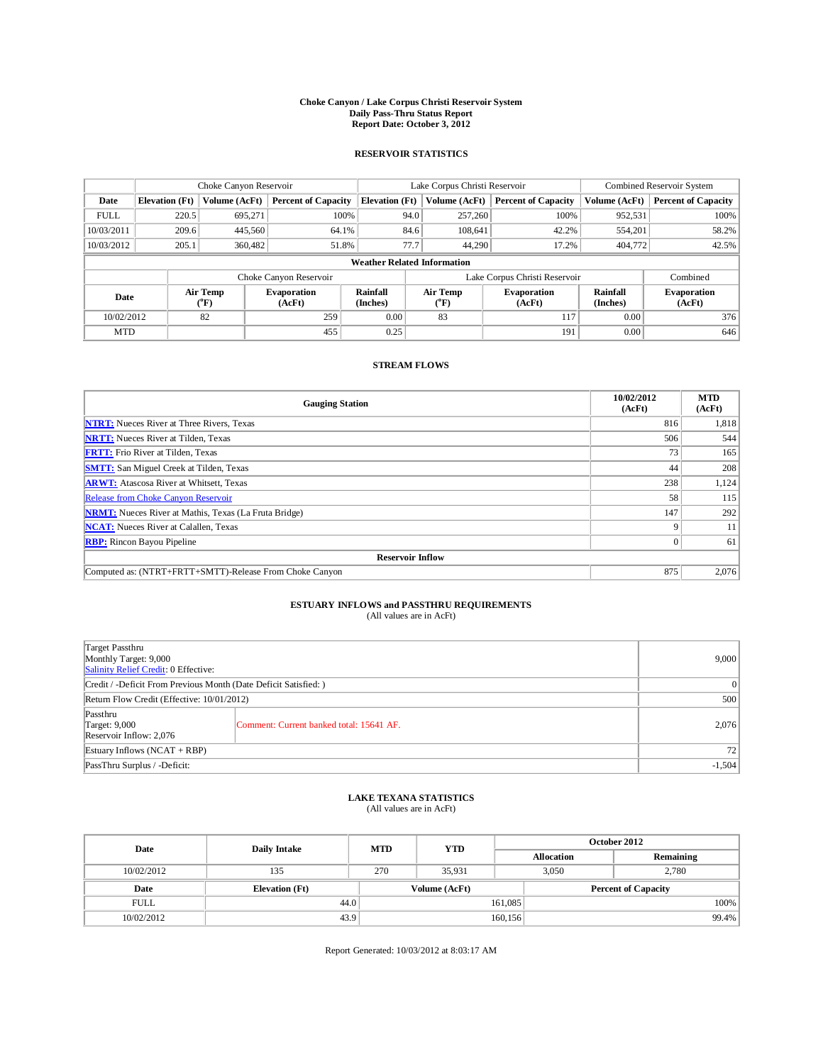# Choke Canyon / Lake Corpus Christi Reservoir System
## Daily Pass-Thru Status Report
### Report Date: October 3, 2012

### RESERVOIR STATISTICS

| | Choke Canyon Reservoir | | | Lake Corpus Christi Reservoir | | | Combined Reservoir System | |
|---|---|---|---|---|---|---|---|---|
| Date | Elevation (Ft) | Volume (AcFt) | Percent of Capacity | Elevation (Ft) | Volume (AcFt) | Percent of Capacity | Volume (AcFt) | Percent of Capacity |
| FULL | 220.5 | 695,271 | 100% | 94.0 | 257,260 | 100% | 952,531 | 100% |
| 10/03/2011 | 209.6 | 445,560 | 64.1% | 84.6 | 108,641 | 42.2% | 554,201 | 58.2% |
| 10/03/2012 | 205.1 | 360,482 | 51.8% | 77.7 | 44,290 | 17.2% | 404,772 | 42.5% |

**Weather Related Information**

| | Choke Canyon Reservoir | | | Lake Corpus Christi Reservoir | | | Combined |
|---|---|---|---|---|---|---|---|
| Date | Air Temp (°F) | Evaporation (AcFt) | Rainfall (Inches) | Air Temp (°F) | Evaporation (AcFt) | Rainfall (Inches) | Evaporation (AcFt) |
| 10/02/2012 | 82 | 259 | 0.00 | 83 | 117 | 0.00 | 376 |
| MTD | | 455 | 0.25 | | 191 | 0.00 | 646 |

### STREAM FLOWS

| Gauging Station | 10/02/2012 (AcFt) | MTD (AcFt) |
|---|---|---|
| NTRT: Nueces River at Three Rivers, Texas | 816 | 1,818 |
| NRTT: Nueces River at Tilden, Texas | 506 | 544 |
| FRTT: Frio River at Tilden, Texas | 73 | 165 |
| SMTT: San Miguel Creek at Tilden, Texas | 44 | 208 |
| ARWT: Atascosa River at Whitsett, Texas | 238 | 1,124 |
| Release from Choke Canyon Reservoir | 58 | 115 |
| NRMT: Nueces River at Mathis, Texas (La Fruta Bridge) | 147 | 292 |
| NCAT: Nueces River at Calallen, Texas | 9 | 11 |
| RBP: Rincon Bayou Pipeline | 0 | 61 |
| **Reservoir Inflow** | | |
| Computed as: (NTRT+FRTT+SMTT)-Release From Choke Canyon | 875 | 2,076 |

### ESTUARY INFLOWS and PASSTHRU REQUIREMENTS
(All values are in AcFt)

| | | |
|---|---|---|
| Target Passthru<br>Monthly Target: 9,000<br>Salinity Relief Credit: 0 Effective: | | 9,000 |
| Credit / -Deficit From Previous Month (Date Deficit Satisfied: ) | | 0 |
| Return Flow Credit (Effective: 10/01/2012) | | 500 |
| Passthru<br>Target: 9,000<br>Reservoir Inflow: 2,076 | Comment: Current banked total: 15641 AF. | 2,076 |
| Estuary Inflows (NCAT + RBP) | | 72 |
| PassThru Surplus / -Deficit: | | -1,504 |

### LAKE TEXANA STATISTICS
(All values are in AcFt)

| Date | Daily Intake | MTD | YTD | October 2012 | |
|---|---|---|---|---|---|
| | | | | Allocation | Remaining |
| 10/02/2012 | 135 | 270 | 35,931 | 3,050 | 2,780 |

| Date | Elevation (Ft) | Volume (AcFt) | Percent of Capacity |
|---|---|---|---|
| FULL | 44.0 | 161,085 | 100% |
| 10/02/2012 | 43.9 | 160,156 | 99.4% |

Report Generated: 10/03/2012 at 8:03:17 AM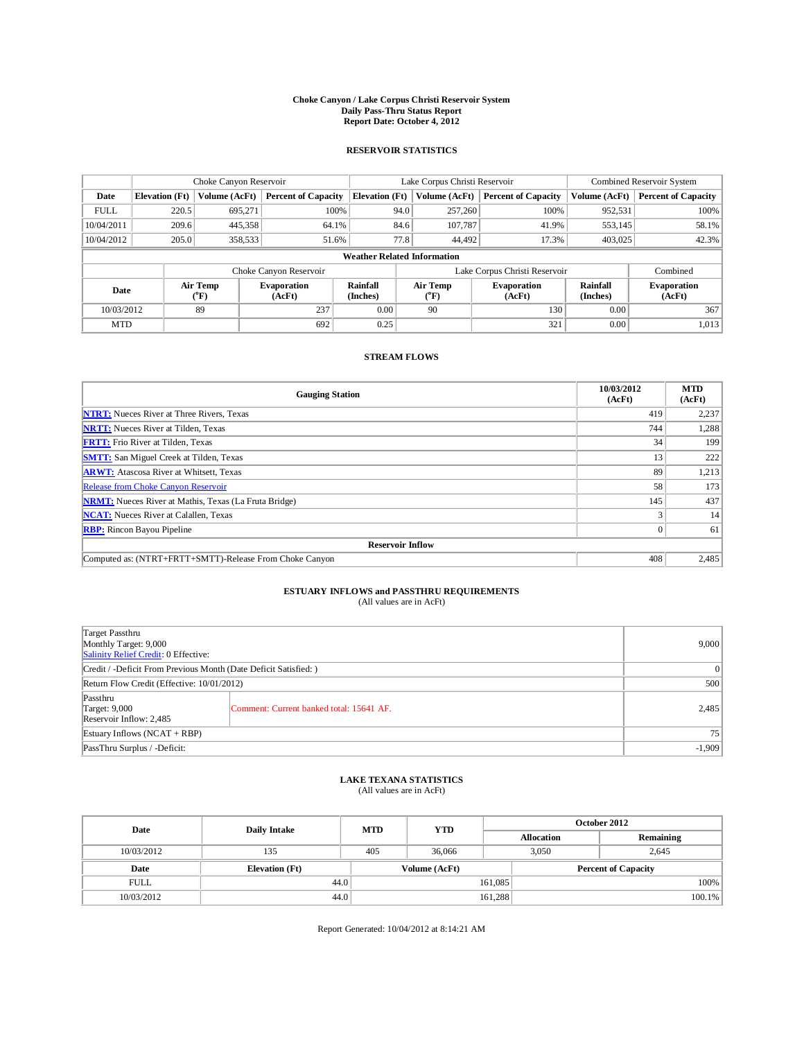**Choke Canyon / Lake Corpus Christi Reservoir System**
**Daily Pass-Thru Status Report**
**Report Date: October 4, 2012**

## RESERVOIR STATISTICS

| | Choke Canyon Reservoir | | | Lake Corpus Christi Reservoir | | | Combined Reservoir System | |
|---|---|---|---|---|---|---|---|---|
| Date | Elevation (Ft) | Volume (AcFt) | Percent of Capacity | Elevation (Ft) | Volume (AcFt) | Percent of Capacity | Volume (AcFt) | Percent of Capacity |
| FULL | 220.5 | 695,271 | 100% | 94.0 | 257,260 | 100% | 952,531 | 100% |
| 10/04/2011 | 209.6 | 445,358 | 64.1% | 84.6 | 107,787 | 41.9% | 553,145 | 58.1% |
| 10/04/2012 | 205.0 | 358,533 | 51.6% | 77.8 | 44,492 | 17.3% | 403,025 | 42.3% |

**Weather Related Information**

| | Choke Canyon Reservoir | | | Lake Corpus Christi Reservoir | | | Combined |
|---|---|---|---|---|---|---|---|
| Date | Air Temp (°F) | Evaporation (AcFt) | Rainfall (Inches) | Air Temp (°F) | Evaporation (AcFt) | Rainfall (Inches) | Evaporation (AcFt) |
| 10/03/2012 | 89 | 237 | 0.00 | 90 | 130 | 0.00 | 367 |
| MTD | | 692 | 0.25 | | 321 | 0.00 | 1,013 |

## STREAM FLOWS

| Gauging Station | 10/03/2012 (AcFt) | MTD (AcFt) |
|---|---|---|
| NTRT: Nueces River at Three Rivers, Texas | 419 | 2,237 |
| NRTT: Nueces River at Tilden, Texas | 744 | 1,288 |
| FRTT: Frio River at Tilden, Texas | 34 | 199 |
| SMTT: San Miguel Creek at Tilden, Texas | 13 | 222 |
| ARWT: Atascosa River at Whitsett, Texas | 89 | 1,213 |
| Release from Choke Canyon Reservoir | 58 | 173 |
| NRMT: Nueces River at Mathis, Texas (La Fruta Bridge) | 145 | 437 |
| NCAT: Nueces River at Calallen, Texas | 3 | 14 |
| RBP: Rincon Bayou Pipeline | 0 | 61 |
| **Reservoir Inflow** | | |
| Computed as: (NTRT+FRTT+SMTT)-Release From Choke Canyon | 408 | 2,485 |

## ESTUARY INFLOWS and PASSTHRU REQUIREMENTS

(All values are in AcFt)

| | | |
|---|---|---|
| Target Passthru<br>Monthly Target: 9,000<br>Salinity Relief Credit: 0 Effective: | | 9,000 |
| Credit / -Deficit From Previous Month (Date Deficit Satisfied: ) | | 0 |
| Return Flow Credit (Effective: 10/01/2012) | | 500 |
| Passthru<br>Target: 9,000<br>Reservoir Inflow: 2,485 | Comment: Current banked total: 15641 AF. | 2,485 |
| Estuary Inflows (NCAT + RBP) | | 75 |
| PassThru Surplus / -Deficit: | | -1,909 |

## LAKE TEXANA STATISTICS

(All values are in AcFt)

| Date | Daily Intake | MTD | YTD | October 2012 Allocation | October 2012 Remaining |
|---|---|---|---|---|---|
| 10/03/2012 | 135 | 405 | 36,066 | 3,050 | 2,645 |

| Date | Elevation (Ft) | Volume (AcFt) | Percent of Capacity |
|---|---|---|---|
| FULL | 44.0 | 161,085 | 100% |
| 10/03/2012 | 44.0 | 161,288 | 100.1% |

Report Generated: 10/04/2012 at 8:14:21 AM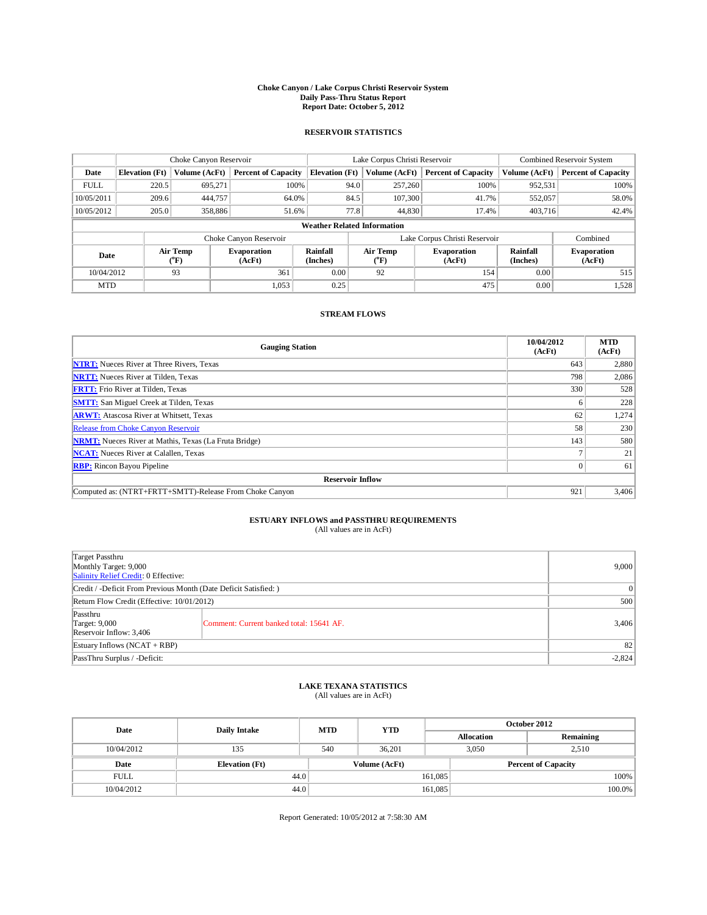# Choke Canyon / Lake Corpus Christi Reservoir System
## Daily Pass-Thru Status Report
### Report Date: October 5, 2012

## RESERVOIR STATISTICS

| | Choke Canyon Reservoir | | | Lake Corpus Christi Reservoir | | | Combined Reservoir System | |
|---|---|---|---|---|---|---|---|---|
| Date | Elevation (Ft) | Volume (AcFt) | Percent of Capacity | Elevation (Ft) | Volume (AcFt) | Percent of Capacity | Volume (AcFt) | Percent of Capacity |
| FULL | 220.5 | 695,271 | 100% | 94.0 | 257,260 | 100% | 952,531 | 100% |
| 10/05/2011 | 209.6 | 444,757 | 64.0% | 84.5 | 107,300 | 41.7% | 552,057 | 58.0% |
| 10/05/2012 | 205.0 | 358,886 | 51.6% | 77.8 | 44,830 | 17.4% | 403,716 | 42.4% |

**Weather Related Information**

| | Choke Canyon Reservoir | | | Lake Corpus Christi Reservoir | | | Combined |
|---|---|---|---|---|---|---|---|
| Date | Air Temp (°F) | Evaporation (AcFt) | Rainfall (Inches) | Air Temp (°F) | Evaporation (AcFt) | Rainfall (Inches) | Evaporation (AcFt) |
| 10/04/2012 | 93 | 361 | 0.00 | 92 | 154 | 0.00 | 515 |
| MTD | | 1,053 | 0.25 | | 475 | 0.00 | 1,528 |

## STREAM FLOWS

| Gauging Station | 10/04/2012 (AcFt) | MTD (AcFt) |
|---|---|---|
| NTRT: Nueces River at Three Rivers, Texas | 643 | 2,880 |
| NRTT: Nueces River at Tilden, Texas | 798 | 2,086 |
| FRTT: Frio River at Tilden, Texas | 330 | 528 |
| SMTT: San Miguel Creek at Tilden, Texas | 6 | 228 |
| ARWT: Atascosa River at Whitsett, Texas | 62 | 1,274 |
| Release from Choke Canyon Reservoir | 58 | 230 |
| NRMT: Nueces River at Mathis, Texas (La Fruta Bridge) | 143 | 580 |
| NCAT: Nueces River at Calallen, Texas | 7 | 21 |
| RBP: Rincon Bayou Pipeline | 0 | 61 |
| **Reservoir Inflow** | | |
| Computed as: (NTRT+FRTT+SMTT)-Release From Choke Canyon | 921 | 3,406 |

## ESTUARY INFLOWS and PASSTHRU REQUIREMENTS
(All values are in AcFt)

| | | |
|---|---|---|
| Target Passthru<br>Monthly Target: 9,000<br>Salinity Relief Credit: 0 Effective: | | 9,000 |
| Credit / -Deficit From Previous Month (Date Deficit Satisfied: ) | | 0 |
| Return Flow Credit (Effective: 10/01/2012) | | 500 |
| Passthru<br>Target: 9,000<br>Reservoir Inflow: 3,406 | Comment: Current banked total: 15641 AF. | 3,406 |
| Estuary Inflows (NCAT + RBP) | | 82 |
| PassThru Surplus / -Deficit: | | -2,824 |

## LAKE TEXANA STATISTICS
(All values are in AcFt)

| Date | Daily Intake | MTD | YTD | October 2012 Allocation | October 2012 Remaining |
|---|---|---|---|---|---|
| 10/04/2012 | 135 | 540 | 36,201 | 3,050 | 2,510 |

| Date | Elevation (Ft) | Volume (AcFt) | Percent of Capacity |
|---|---|---|---|
| FULL | 44.0 | 161,085 | 100% |
| 10/04/2012 | 44.0 | 161,085 | 100.0% |

Report Generated: 10/05/2012 at 7:58:30 AM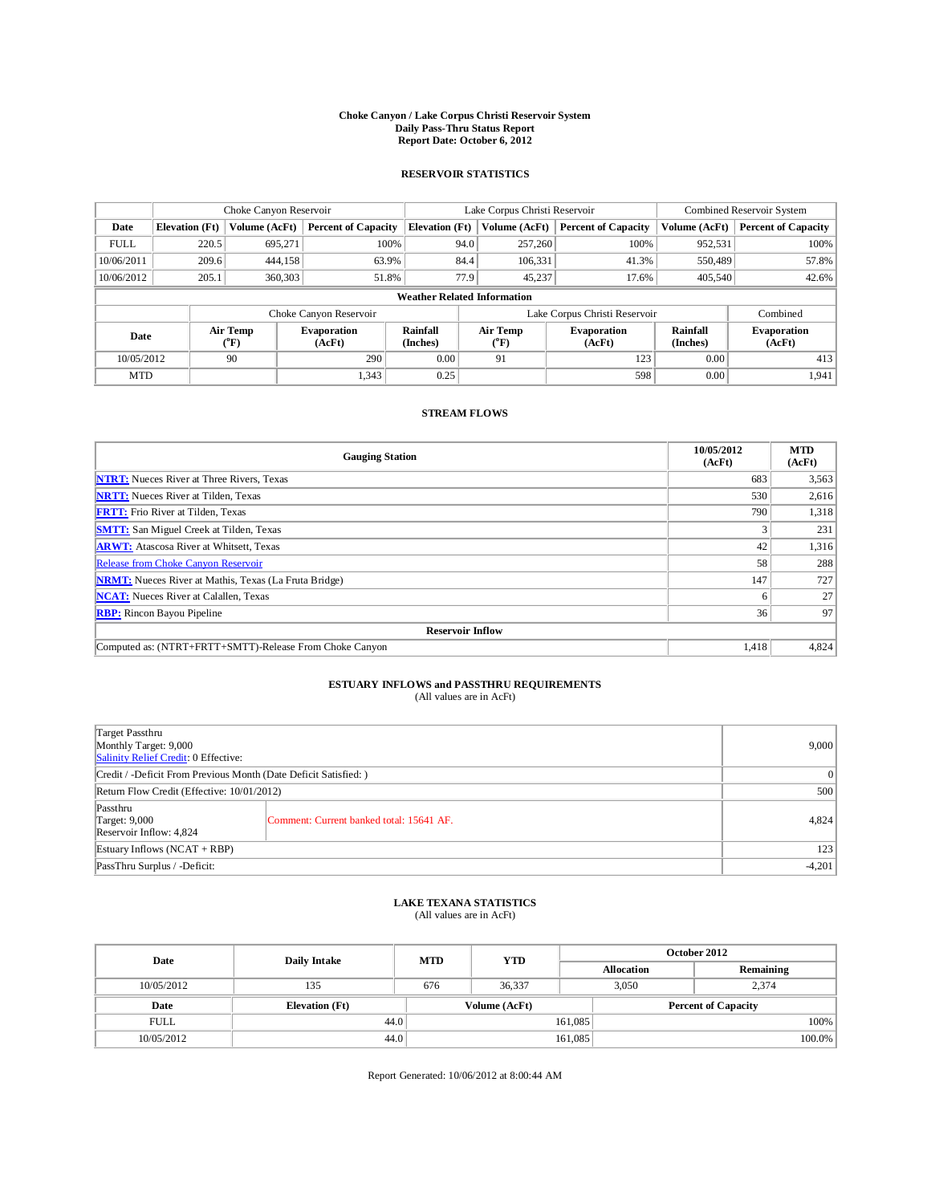# Choke Canyon / Lake Corpus Christi Reservoir System
## Daily Pass-Thru Status Report
### Report Date: October 6, 2012

## RESERVOIR STATISTICS

| | Choke Canyon Reservoir | | | Lake Corpus Christi Reservoir | | | Combined Reservoir System | |
|---|---|---|---|---|---|---|---|---|
| Date | Elevation (Ft) | Volume (AcFt) | Percent of Capacity | Elevation (Ft) | Volume (AcFt) | Percent of Capacity | Volume (AcFt) | Percent of Capacity |
| FULL | 220.5 | 695,271 | 100% | 94.0 | 257,260 | 100% | 952,531 | 100% |
| 10/06/2011 | 209.6 | 444,158 | 63.9% | 84.4 | 106,331 | 41.3% | 550,489 | 57.8% |
| 10/06/2012 | 205.1 | 360,303 | 51.8% | 77.9 | 45,237 | 17.6% | 405,540 | 42.6% |

**Weather Related Information**

| | Choke Canyon Reservoir | | | Lake Corpus Christi Reservoir | | | Combined |
|---|---|---|---|---|---|---|---|
| Date | Air Temp (°F) | Evaporation (AcFt) | Rainfall (Inches) | Air Temp (°F) | Evaporation (AcFt) | Rainfall (Inches) | Evaporation (AcFt) |
| 10/05/2012 | 90 | 290 | 0.00 | 91 | 123 | 0.00 | 413 |
| MTD | | 1,343 | 0.25 | | 598 | 0.00 | 1,941 |

## STREAM FLOWS

| Gauging Station | 10/05/2012 (AcFt) | MTD (AcFt) |
|---|---|---|
| NTRT: Nueces River at Three Rivers, Texas | 683 | 3,563 |
| NRTT: Nueces River at Tilden, Texas | 530 | 2,616 |
| FRTT: Frio River at Tilden, Texas | 790 | 1,318 |
| SMTT: San Miguel Creek at Tilden, Texas | 3 | 231 |
| ARWT: Atascosa River at Whitsett, Texas | 42 | 1,316 |
| Release from Choke Canyon Reservoir | 58 | 288 |
| NRMT: Nueces River at Mathis, Texas (La Fruta Bridge) | 147 | 727 |
| NCAT: Nueces River at Calallen, Texas | 6 | 27 |
| RBP: Rincon Bayou Pipeline | 36 | 97 |
| **Reservoir Inflow** | | |
| Computed as: (NTRT+FRTT+SMTT)-Release From Choke Canyon | 1,418 | 4,824 |

## ESTUARY INFLOWS and PASSTHRU REQUIREMENTS
(All values are in AcFt)

| | | |
|---|---|---|
| Target Passthru<br>Monthly Target: 9,000<br>Salinity Relief Credit: 0 Effective: | | 9,000 |
| Credit / -Deficit From Previous Month (Date Deficit Satisfied: ) | | 0 |
| Return Flow Credit (Effective: 10/01/2012) | | 500 |
| Passthru<br>Target: 9,000<br>Reservoir Inflow: 4,824 | Comment: Current banked total: 15641 AF. | 4,824 |
| Estuary Inflows (NCAT + RBP) | | 123 |
| PassThru Surplus / -Deficit: | | -4,201 |

## LAKE TEXANA STATISTICS
(All values are in AcFt)

| Date | Daily Intake | MTD | YTD | October 2012 | |
|---|---|---|---|---|---|
| | | | | Allocation | Remaining |
| 10/05/2012 | 135 | 676 | 36,337 | 3,050 | 2,374 |

| Date | Elevation (Ft) | Volume (AcFt) | Percent of Capacity |
|---|---|---|---|
| FULL | 44.0 | 161,085 | 100% |
| 10/05/2012 | 44.0 | 161,085 | 100.0% |

Report Generated: 10/06/2012 at 8:00:44 AM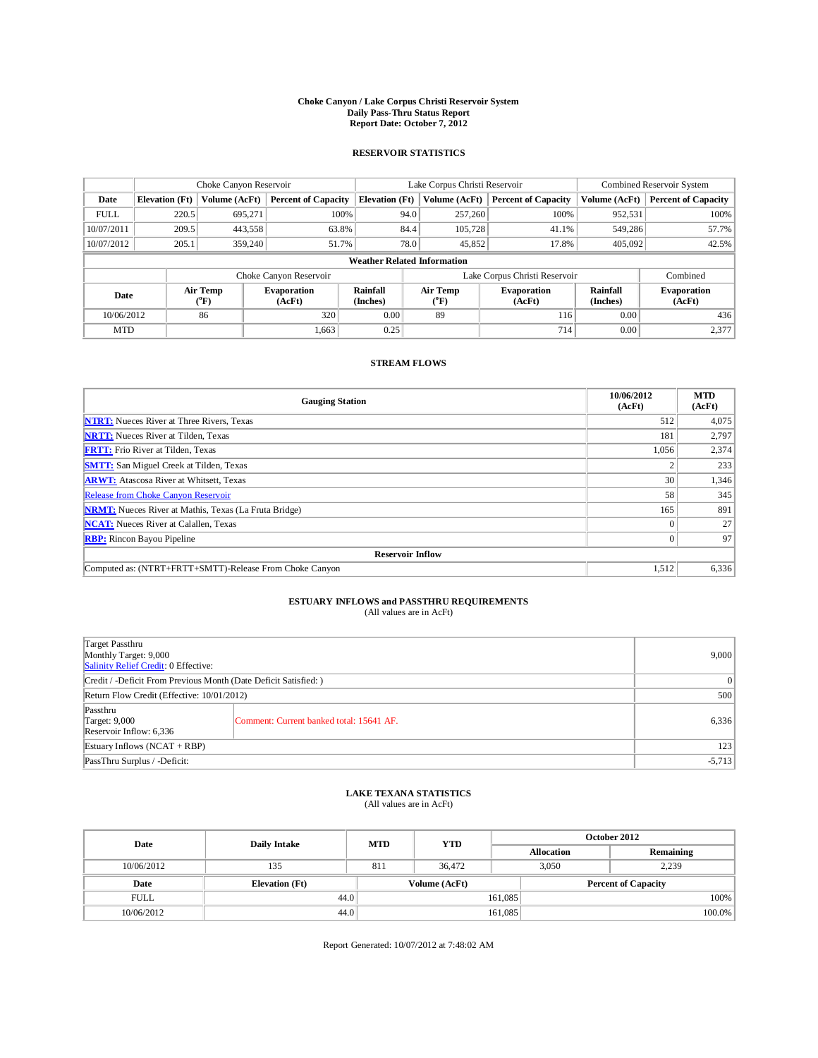# Choke Canyon / Lake Corpus Christi Reservoir System
## Daily Pass-Thru Status Report
### Report Date: October 7, 2012

## RESERVOIR STATISTICS

| | Choke Canyon Reservoir | | | Lake Corpus Christi Reservoir | | | Combined Reservoir System | |
|---|---|---|---|---|---|---|---|---|
| Date | Elevation (Ft) | Volume (AcFt) | Percent of Capacity | Elevation (Ft) | Volume (AcFt) | Percent of Capacity | Volume (AcFt) | Percent of Capacity |
| FULL | 220.5 | 695,271 | 100% | 94.0 | 257,260 | 100% | 952,531 | 100% |
| 10/07/2011 | 209.5 | 443,558 | 63.8% | 84.4 | 105,728 | 41.1% | 549,286 | 57.7% |
| 10/07/2012 | 205.1 | 359,240 | 51.7% | 78.0 | 45,852 | 17.8% | 405,092 | 42.5% |

**Weather Related Information**

| | Choke Canyon Reservoir | | | Lake Corpus Christi Reservoir | | | Combined |
|---|---|---|---|---|---|---|---|
| Date | Air Temp (°F) | Evaporation (AcFt) | Rainfall (Inches) | Air Temp (°F) | Evaporation (AcFt) | Rainfall (Inches) | Evaporation (AcFt) |
| 10/06/2012 | 86 | 320 | 0.00 | 89 | 116 | 0.00 | 436 |
| MTD | | 1,663 | 0.25 | | 714 | 0.00 | 2,377 |

## STREAM FLOWS

| Gauging Station | 10/06/2012 (AcFt) | MTD (AcFt) |
|---|---|---|
| NTRT: Nueces River at Three Rivers, Texas | 512 | 4,075 |
| NRTT: Nueces River at Tilden, Texas | 181 | 2,797 |
| FRTT: Frio River at Tilden, Texas | 1,056 | 2,374 |
| SMTT: San Miguel Creek at Tilden, Texas | 2 | 233 |
| ARWT: Atascosa River at Whitsett, Texas | 30 | 1,346 |
| Release from Choke Canyon Reservoir | 58 | 345 |
| NRMT: Nueces River at Mathis, Texas (La Fruta Bridge) | 165 | 891 |
| NCAT: Nueces River at Calallen, Texas | 0 | 27 |
| RBP: Rincon Bayou Pipeline | 0 | 97 |
| **Reservoir Inflow** | | |
| Computed as: (NTRT+FRTT+SMTT)-Release From Choke Canyon | 1,512 | 6,336 |

## ESTUARY INFLOWS and PASSTHRU REQUIREMENTS
(All values are in AcFt)

| | | |
|---|---|---|
| Target Passthru<br>Monthly Target: 9,000<br>Salinity Relief Credit: 0 Effective: | | 9,000 |
| Credit / -Deficit From Previous Month (Date Deficit Satisfied: ) | | 0 |
| Return Flow Credit (Effective: 10/01/2012) | | 500 |
| Passthru<br>Target: 9,000<br>Reservoir Inflow: 6,336 | Comment: Current banked total: 15641 AF. | 6,336 |
| Estuary Inflows (NCAT + RBP) | | 123 |
| PassThru Surplus / -Deficit: | | -5,713 |

## LAKE TEXANA STATISTICS
(All values are in AcFt)

| Date | Daily Intake | MTD | YTD | October 2012 Allocation | October 2012 Remaining |
|---|---|---|---|---|---|
| 10/06/2012 | 135 | 811 | 36,472 | 3,050 | 2,239 |

| Date | Elevation (Ft) | Volume (AcFt) | Percent of Capacity |
|---|---|---|---|
| FULL | 44.0 | 161,085 | 100% |
| 10/06/2012 | 44.0 | 161,085 | 100.0% |

Report Generated: 10/07/2012 at 7:48:02 AM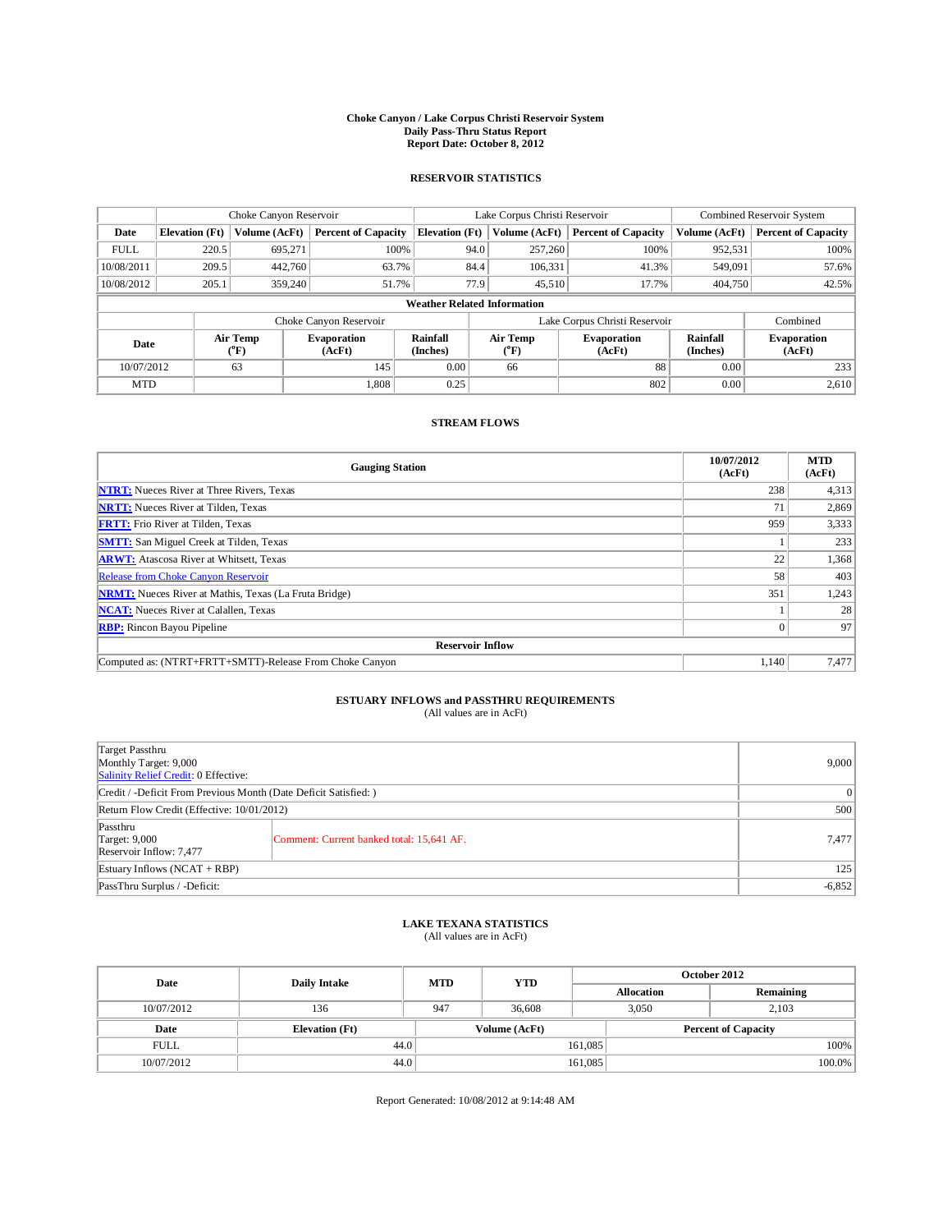# Choke Canyon / Lake Corpus Christi Reservoir System
## Daily Pass-Thru Status Report
### Report Date: October 8, 2012

## RESERVOIR STATISTICS

| | Choke Canyon Reservoir | | | Lake Corpus Christi Reservoir | | | Combined Reservoir System | |
|---|---|---|---|---|---|---|---|---|
| Date | Elevation (Ft) | Volume (AcFt) | Percent of Capacity | Elevation (Ft) | Volume (AcFt) | Percent of Capacity | Volume (AcFt) | Percent of Capacity |
| FULL | 220.5 | 695,271 | 100% | 94.0 | 257,260 | 100% | 952,531 | 100% |
| 10/08/2011 | 209.5 | 442,760 | 63.7% | 84.4 | 106,331 | 41.3% | 549,091 | 57.6% |
| 10/08/2012 | 205.1 | 359,240 | 51.7% | 77.9 | 45,510 | 17.7% | 404,750 | 42.5% |

**Weather Related Information**

| | Choke Canyon Reservoir | | | Lake Corpus Christi Reservoir | | | Combined |
|---|---|---|---|---|---|---|---|
| Date | Air Temp (°F) | Evaporation (AcFt) | Rainfall (Inches) | Air Temp (°F) | Evaporation (AcFt) | Rainfall (Inches) | Evaporation (AcFt) |
| 10/07/2012 | 63 | 145 | 0.00 | 66 | 88 | 0.00 | 233 |
| MTD | | 1,808 | 0.25 | | 802 | 0.00 | 2,610 |

## STREAM FLOWS

| Gauging Station | 10/07/2012 (AcFt) | MTD (AcFt) |
|---|---|---|
| NTRT: Nueces River at Three Rivers, Texas | 238 | 4,313 |
| NRTT: Nueces River at Tilden, Texas | 71 | 2,869 |
| FRTT: Frio River at Tilden, Texas | 959 | 3,333 |
| SMTT: San Miguel Creek at Tilden, Texas | 1 | 233 |
| ARWT: Atascosa River at Whitsett, Texas | 22 | 1,368 |
| Release from Choke Canyon Reservoir | 58 | 403 |
| NRMT: Nueces River at Mathis, Texas (La Fruta Bridge) | 351 | 1,243 |
| NCAT: Nueces River at Calallen, Texas | 1 | 28 |
| RBP: Rincon Bayou Pipeline | 0 | 97 |
| **Reservoir Inflow** | | |
| Computed as: (NTRT+FRTT+SMTT)-Release From Choke Canyon | 1,140 | 7,477 |

## ESTUARY INFLOWS and PASSTHRU REQUIREMENTS
(All values are in AcFt)

| | | |
|---|---|---|
| Target Passthru<br>Monthly Target: 9,000<br>Salinity Relief Credit: 0 Effective: | | 9,000 |
| Credit / -Deficit From Previous Month (Date Deficit Satisfied: ) | | 0 |
| Return Flow Credit (Effective: 10/01/2012) | | 500 |
| Passthru<br>Target: 9,000<br>Reservoir Inflow: 7,477 | Comment: Current banked total: 15,641 AF. | 7,477 |
| Estuary Inflows (NCAT + RBP) | | 125 |
| PassThru Surplus / -Deficit: | | -6,852 |

## LAKE TEXANA STATISTICS
(All values are in AcFt)

| Date | Daily Intake | MTD | YTD | October 2012 Allocation | October 2012 Remaining |
|---|---|---|---|---|---|
| 10/07/2012 | 136 | 947 | 36,608 | 3,050 | 2,103 |

| Date | Elevation (Ft) | Volume (AcFt) | Percent of Capacity |
|---|---|---|---|
| FULL | 44.0 | 161,085 | 100% |
| 10/07/2012 | 44.0 | 161,085 | 100.0% |

Report Generated: 10/08/2012 at 9:14:48 AM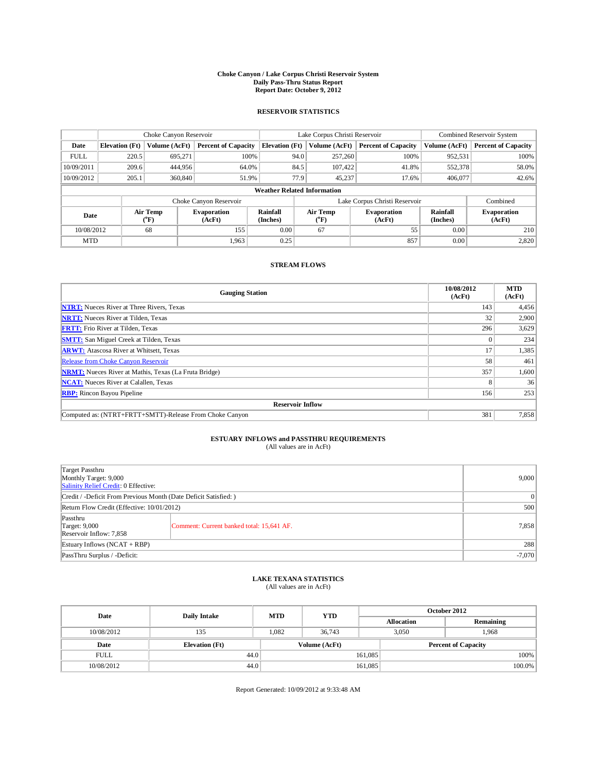# Choke Canyon / Lake Corpus Christi Reservoir System
## Daily Pass-Thru Status Report
## Report Date: October 9, 2012

### RESERVOIR STATISTICS

| | Choke Canyon Reservoir | | | Lake Corpus Christi Reservoir | | | Combined Reservoir System | |
|---|---|---|---|---|---|---|---|---|
| Date | Elevation (Ft) | Volume (AcFt) | Percent of Capacity | Elevation (Ft) | Volume (AcFt) | Percent of Capacity | Volume (AcFt) | Percent of Capacity |
| FULL | 220.5 | 695,271 | 100% | 94.0 | 257,260 | 100% | 952,531 | 100% |
| 10/09/2011 | 209.6 | 444,956 | 64.0% | 84.5 | 107,422 | 41.8% | 552,378 | 58.0% |
| 10/09/2012 | 205.1 | 360,840 | 51.9% | 77.9 | 45,237 | 17.6% | 406,077 | 42.6% |

**Weather Related Information**

| | Choke Canyon Reservoir | | | Lake Corpus Christi Reservoir | | | Combined |
|---|---|---|---|---|---|---|---|
| Date | Air Temp (°F) | Evaporation (AcFt) | Rainfall (Inches) | Air Temp (°F) | Evaporation (AcFt) | Rainfall (Inches) | Evaporation (AcFt) |
| 10/08/2012 | 68 | 155 | 0.00 | 67 | 55 | 0.00 | 210 |
| MTD | | 1,963 | 0.25 | | 857 | 0.00 | 2,820 |

### STREAM FLOWS

| Gauging Station | 10/08/2012 (AcFt) | MTD (AcFt) |
|---|---|---|
| NTRT: Nueces River at Three Rivers, Texas | 143 | 4,456 |
| NRTT: Nueces River at Tilden, Texas | 32 | 2,900 |
| FRTT: Frio River at Tilden, Texas | 296 | 3,629 |
| SMTT: San Miguel Creek at Tilden, Texas | 0 | 234 |
| ARWT: Atascosa River at Whitsett, Texas | 17 | 1,385 |
| Release from Choke Canyon Reservoir | 58 | 461 |
| NRMT: Nueces River at Mathis, Texas (La Fruta Bridge) | 357 | 1,600 |
| NCAT: Nueces River at Calallen, Texas | 8 | 36 |
| RBP: Rincon Bayou Pipeline | 156 | 253 |
| **Reservoir Inflow** | | |
| Computed as: (NTRT+FRTT+SMTT)-Release From Choke Canyon | 381 | 7,858 |

### ESTUARY INFLOWS and PASSTHRU REQUIREMENTS
(All values are in AcFt)

| | | |
|---|---|---|
| Target Passthru<br>Monthly Target: 9,000<br>Salinity Relief Credit: 0 Effective: | | 9,000 |
| Credit / -Deficit From Previous Month (Date Deficit Satisfied: ) | | 0 |
| Return Flow Credit (Effective: 10/01/2012) | | 500 |
| Passthru<br>Target: 9,000<br>Reservoir Inflow: 7,858 | Comment: Current banked total: 15,641 AF. | 7,858 |
| Estuary Inflows (NCAT + RBP) | | 288 |
| PassThru Surplus / -Deficit: | | -7,070 |

### LAKE TEXANA STATISTICS
(All values are in AcFt)

| Date | Daily Intake | MTD | YTD | October 2012 Allocation | October 2012 Remaining |
|---|---|---|---|---|---|
| 10/08/2012 | 135 | 1,082 | 36,743 | 3,050 | 1,968 |

| Date | Elevation (Ft) | Volume (AcFt) | Percent of Capacity |
|---|---|---|---|
| FULL | 44.0 | 161,085 | 100% |
| 10/08/2012 | 44.0 | 161,085 | 100.0% |

Report Generated: 10/09/2012 at 9:33:48 AM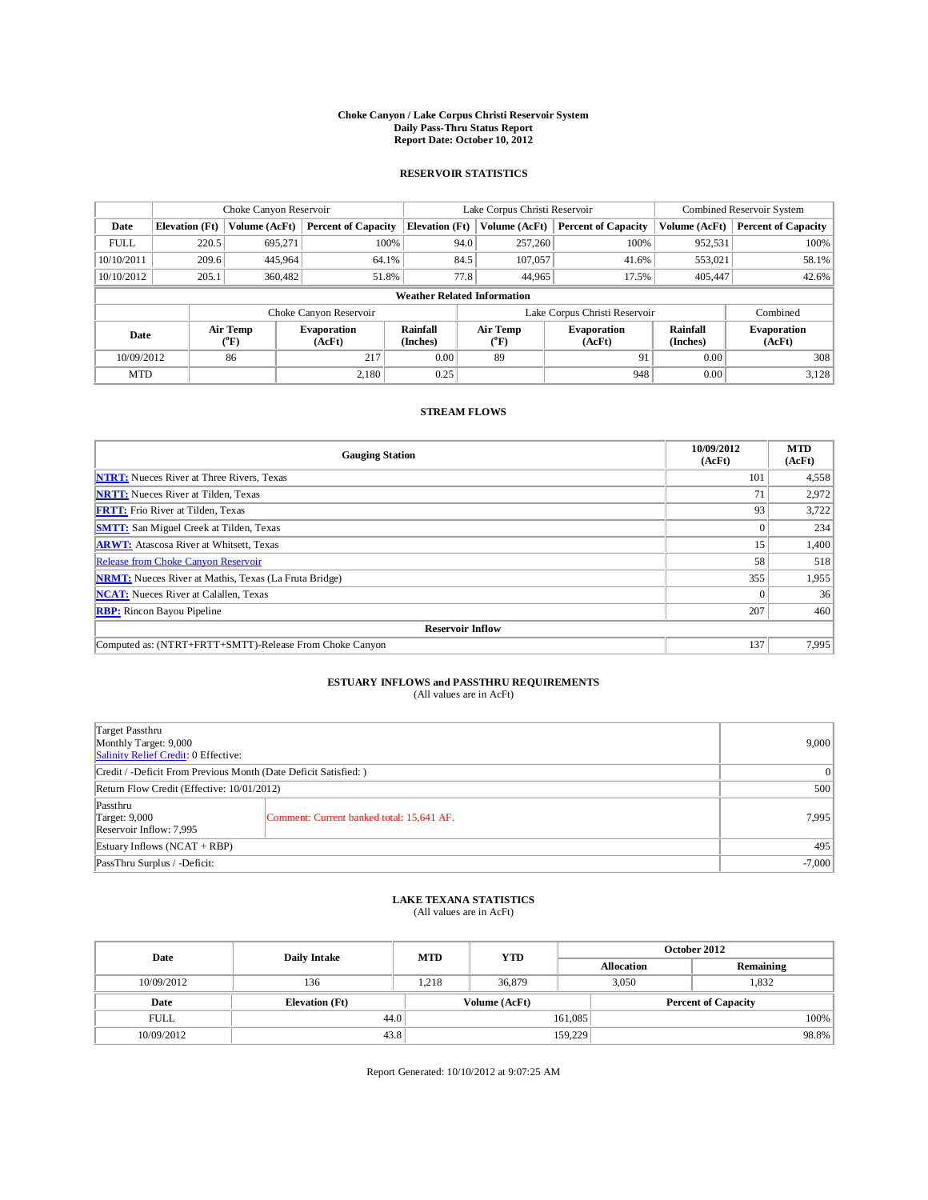# Choke Canyon / Lake Corpus Christi Reservoir System
## Daily Pass-Thru Status Report
## Report Date: October 10, 2012

### RESERVOIR STATISTICS

| | Choke Canyon Reservoir | | | Lake Corpus Christi Reservoir | | | Combined Reservoir System | |
|---|---|---|---|---|---|---|---|---|
| Date | Elevation (Ft) | Volume (AcFt) | Percent of Capacity | Elevation (Ft) | Volume (AcFt) | Percent of Capacity | Volume (AcFt) | Percent of Capacity |
| FULL | 220.5 | 695,271 | 100% | 94.0 | 257,260 | 100% | 952,531 | 100% |
| 10/10/2011 | 209.6 | 445,964 | 64.1% | 84.5 | 107,057 | 41.6% | 553,021 | 58.1% |
| 10/10/2012 | 205.1 | 360,482 | 51.8% | 77.8 | 44,965 | 17.5% | 405,447 | 42.6% |

**Weather Related Information**

| | Choke Canyon Reservoir | | | Lake Corpus Christi Reservoir | | | Combined |
|---|---|---|---|---|---|---|---|
| Date | Air Temp (°F) | Evaporation (AcFt) | Rainfall (Inches) | Air Temp (°F) | Evaporation (AcFt) | Rainfall (Inches) | Evaporation (AcFt) |
| 10/09/2012 | 86 | 217 | 0.00 | 89 | 91 | 0.00 | 308 |
| MTD | | 2,180 | 0.25 | | 948 | 0.00 | 3,128 |

### STREAM FLOWS

| Gauging Station | 10/09/2012 (AcFt) | MTD (AcFt) |
|---|---|---|
| NTRT: Nueces River at Three Rivers, Texas | 101 | 4,558 |
| NRTT: Nueces River at Tilden, Texas | 71 | 2,972 |
| FRTT: Frio River at Tilden, Texas | 93 | 3,722 |
| SMTT: San Miguel Creek at Tilden, Texas | 0 | 234 |
| ARWT: Atascosa River at Whitsett, Texas | 15 | 1,400 |
| Release from Choke Canyon Reservoir | 58 | 518 |
| NRMT: Nueces River at Mathis, Texas (La Fruta Bridge) | 355 | 1,955 |
| NCAT: Nueces River at Calallen, Texas | 0 | 36 |
| RBP: Rincon Bayou Pipeline | 207 | 460 |
| **Reservoir Inflow** | | |
| Computed as: (NTRT+FRTT+SMTT)-Release From Choke Canyon | 137 | 7,995 |

### ESTUARY INFLOWS and PASSTHRU REQUIREMENTS
(All values are in AcFt)

| | | |
|---|---|---|
| Target Passthru<br>Monthly Target: 9,000<br>Salinity Relief Credit: 0 Effective: | | 9,000 |
| Credit / -Deficit From Previous Month (Date Deficit Satisfied: ) | | 0 |
| Return Flow Credit (Effective: 10/01/2012) | | 500 |
| Passthru<br>Target: 9,000<br>Reservoir Inflow: 7,995 | Comment: Current banked total: 15,641 AF. | 7,995 |
| Estuary Inflows (NCAT + RBP) | | 495 |
| PassThru Surplus / -Deficit: | | -7,000 |

### LAKE TEXANA STATISTICS
(All values are in AcFt)

| Date | Daily Intake | MTD | YTD | October 2012 Allocation | October 2012 Remaining |
|---|---|---|---|---|---|
| 10/09/2012 | 136 | 1,218 | 36,879 | 3,050 | 1,832 |

| Date | Elevation (Ft) | Volume (AcFt) | Percent of Capacity |
|---|---|---|---|
| FULL | 44.0 | 161,085 | 100% |
| 10/09/2012 | 43.8 | 159,229 | 98.8% |

Report Generated: 10/10/2012 at 9:07:25 AM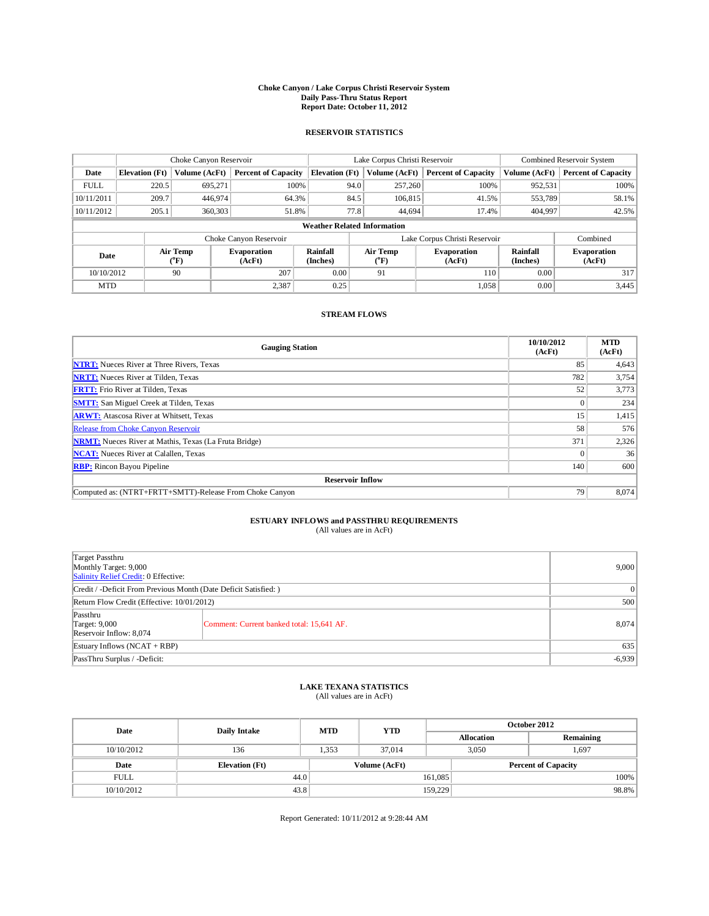# Choke Canyon / Lake Corpus Christi Reservoir System
## Daily Pass-Thru Status Report
## Report Date: October 11, 2012

### RESERVOIR STATISTICS

| | Choke Canyon Reservoir | | | Lake Corpus Christi Reservoir | | | Combined Reservoir System | |
|---|---|---|---|---|---|---|---|---|
| Date | Elevation (Ft) | Volume (AcFt) | Percent of Capacity | Elevation (Ft) | Volume (AcFt) | Percent of Capacity | Volume (AcFt) | Percent of Capacity |
| FULL | 220.5 | 695,271 | 100% | 94.0 | 257,260 | 100% | 952,531 | 100% |
| 10/11/2011 | 209.7 | 446,974 | 64.3% | 84.5 | 106,815 | 41.5% | 553,789 | 58.1% |
| 10/11/2012 | 205.1 | 360,303 | 51.8% | 77.8 | 44,694 | 17.4% | 404,997 | 42.5% |

**Weather Related Information**

| | Choke Canyon Reservoir | | | Lake Corpus Christi Reservoir | | | Combined |
|---|---|---|---|---|---|---|---|
| Date | Air Temp (°F) | Evaporation (AcFt) | Rainfall (Inches) | Air Temp (°F) | Evaporation (AcFt) | Rainfall (Inches) | Evaporation (AcFt) |
| 10/10/2012 | 90 | 207 | 0.00 | 91 | 110 | 0.00 | 317 |
| MTD | | 2,387 | 0.25 | | 1,058 | 0.00 | 3,445 |

### STREAM FLOWS

| Gauging Station | 10/10/2012 (AcFt) | MTD (AcFt) |
|---|---|---|
| NTRT: Nueces River at Three Rivers, Texas | 85 | 4,643 |
| NRTT: Nueces River at Tilden, Texas | 782 | 3,754 |
| FRTT: Frio River at Tilden, Texas | 52 | 3,773 |
| SMTT: San Miguel Creek at Tilden, Texas | 0 | 234 |
| ARWT: Atascosa River at Whitsett, Texas | 15 | 1,415 |
| Release from Choke Canyon Reservoir | 58 | 576 |
| NRMT: Nueces River at Mathis, Texas (La Fruta Bridge) | 371 | 2,326 |
| NCAT: Nueces River at Calallen, Texas | 0 | 36 |
| RBP: Rincon Bayou Pipeline | 140 | 600 |
| **Reservoir Inflow** | | |
| Computed as: (NTRT+FRTT+SMTT)-Release From Choke Canyon | 79 | 8,074 |

### ESTUARY INFLOWS and PASSTHRU REQUIREMENTS
(All values are in AcFt)

| | | |
|---|---|---|
| Target Passthru<br>Monthly Target: 9,000<br>Salinity Relief Credit: 0 Effective: | | 9,000 |
| Credit / -Deficit From Previous Month (Date Deficit Satisfied: ) | | 0 |
| Return Flow Credit (Effective: 10/01/2012) | | 500 |
| Passthru<br>Target: 9,000<br>Reservoir Inflow: 8,074 | Comment: Current banked total: 15,641 AF. | 8,074 |
| Estuary Inflows (NCAT + RBP) | | 635 |
| PassThru Surplus / -Deficit: | | -6,939 |

### LAKE TEXANA STATISTICS
(All values are in AcFt)

| Date | Daily Intake | MTD | YTD | October 2012 Allocation | October 2012 Remaining |
|---|---|---|---|---|---|
| 10/10/2012 | 136 | 1,353 | 37,014 | 3,050 | 1,697 |

| Date | Elevation (Ft) | Volume (AcFt) | Percent of Capacity |
|---|---|---|---|
| FULL | 44.0 | 161,085 | 100% |
| 10/10/2012 | 43.8 | 159,229 | 98.8% |

Report Generated: 10/11/2012 at 9:28:44 AM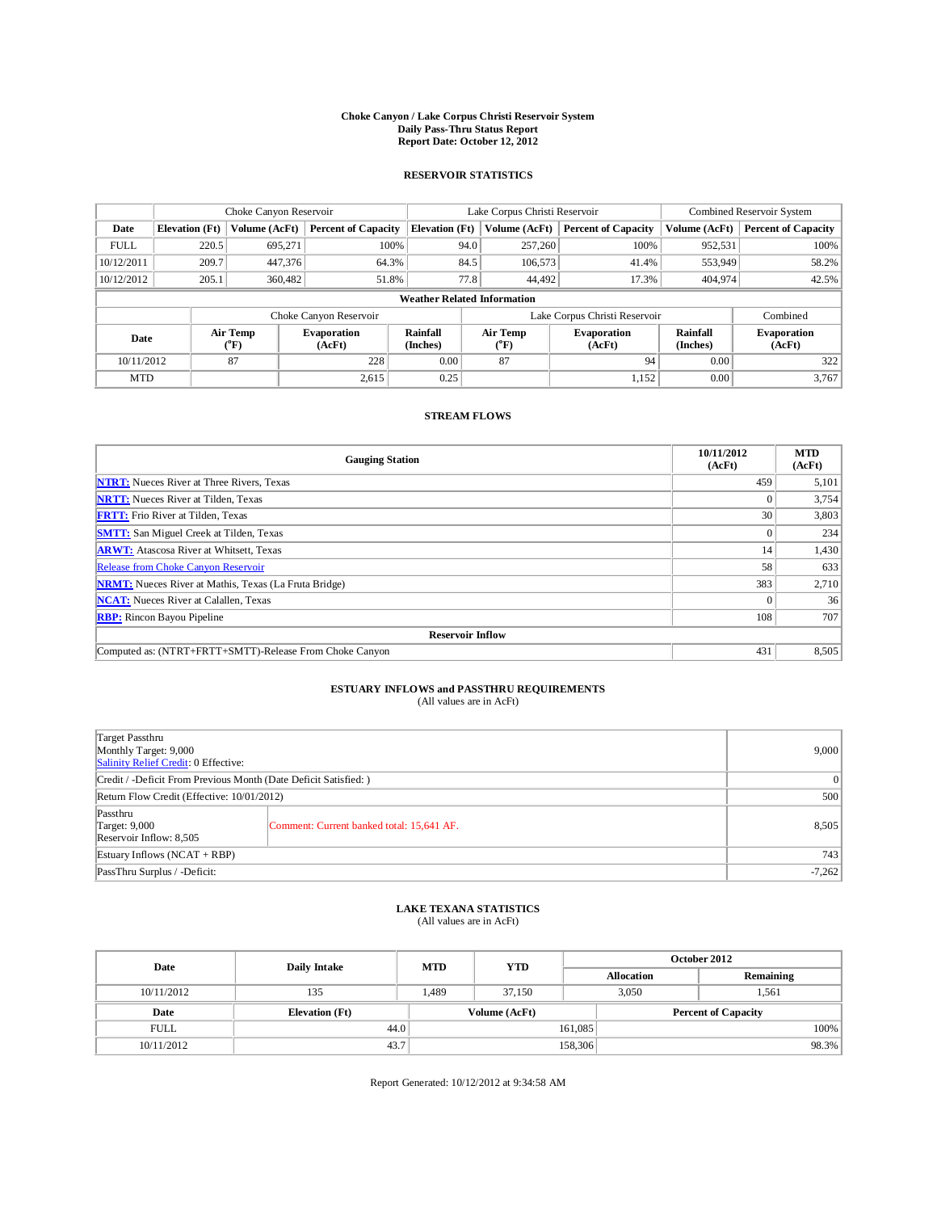# Choke Canyon / Lake Corpus Christi Reservoir System
## Daily Pass-Thru Status Report
## Report Date: October 12, 2012

### RESERVOIR STATISTICS

| | Choke Canyon Reservoir | | | Lake Corpus Christi Reservoir | | | Combined Reservoir System | |
|---|---|---|---|---|---|---|---|---|
| Date | Elevation (Ft) | Volume (AcFt) | Percent of Capacity | Elevation (Ft) | Volume (AcFt) | Percent of Capacity | Volume (AcFt) | Percent of Capacity |
| FULL | 220.5 | 695,271 | 100% | 94.0 | 257,260 | 100% | 952,531 | 100% |
| 10/12/2011 | 209.7 | 447,376 | 64.3% | 84.5 | 106,573 | 41.4% | 553,949 | 58.2% |
| 10/12/2012 | 205.1 | 360,482 | 51.8% | 77.8 | 44,492 | 17.3% | 404,974 | 42.5% |

**Weather Related Information**

| | Choke Canyon Reservoir | | | Lake Corpus Christi Reservoir | | | Combined |
|---|---|---|---|---|---|---|---|
| Date | Air Temp (°F) | Evaporation (AcFt) | Rainfall (Inches) | Air Temp (°F) | Evaporation (AcFt) | Rainfall (Inches) | Evaporation (AcFt) |
| 10/11/2012 | 87 | 228 | 0.00 | 87 | 94 | 0.00 | 322 |
| MTD | | 2,615 | 0.25 | | 1,152 | 0.00 | 3,767 |

### STREAM FLOWS

| Gauging Station | 10/11/2012 (AcFt) | MTD (AcFt) |
|---|---|---|
| NTRT: Nueces River at Three Rivers, Texas | 459 | 5,101 |
| NRTT: Nueces River at Tilden, Texas | 0 | 3,754 |
| FRTT: Frio River at Tilden, Texas | 30 | 3,803 |
| SMTT: San Miguel Creek at Tilden, Texas | 0 | 234 |
| ARWT: Atascosa River at Whitsett, Texas | 14 | 1,430 |
| Release from Choke Canyon Reservoir | 58 | 633 |
| NRMT: Nueces River at Mathis, Texas (La Fruta Bridge) | 383 | 2,710 |
| NCAT: Nueces River at Calallen, Texas | 0 | 36 |
| RBP: Rincon Bayou Pipeline | 108 | 707 |
| **Reservoir Inflow** | | |
| Computed as: (NTRT+FRTT+SMTT)-Release From Choke Canyon | 431 | 8,505 |

### ESTUARY INFLOWS and PASSTHRU REQUIREMENTS
(All values are in AcFt)

| | | |
|---|---|---|
| Target Passthru<br>Monthly Target: 9,000<br>Salinity Relief Credit: 0 Effective: | | 9,000 |
| Credit / -Deficit From Previous Month (Date Deficit Satisfied: ) | | 0 |
| Return Flow Credit (Effective: 10/01/2012) | | 500 |
| Passthru<br>Target: 9,000<br>Reservoir Inflow: 8,505 | Comment: Current banked total: 15,641 AF. | 8,505 |
| Estuary Inflows (NCAT + RBP) | | 743 |
| PassThru Surplus / -Deficit: | | -7,262 |

### LAKE TEXANA STATISTICS
(All values are in AcFt)

| Date | Daily Intake | MTD | YTD | October 2012 Allocation | October 2012 Remaining |
|---|---|---|---|---|---|
| 10/11/2012 | 135 | 1,489 | 37,150 | 3,050 | 1,561 |

| Date | Elevation (Ft) | Volume (AcFt) | Percent of Capacity |
|---|---|---|---|
| FULL | 44.0 | 161,085 | 100% |
| 10/11/2012 | 43.7 | 158,306 | 98.3% |

Report Generated: 10/12/2012 at 9:34:58 AM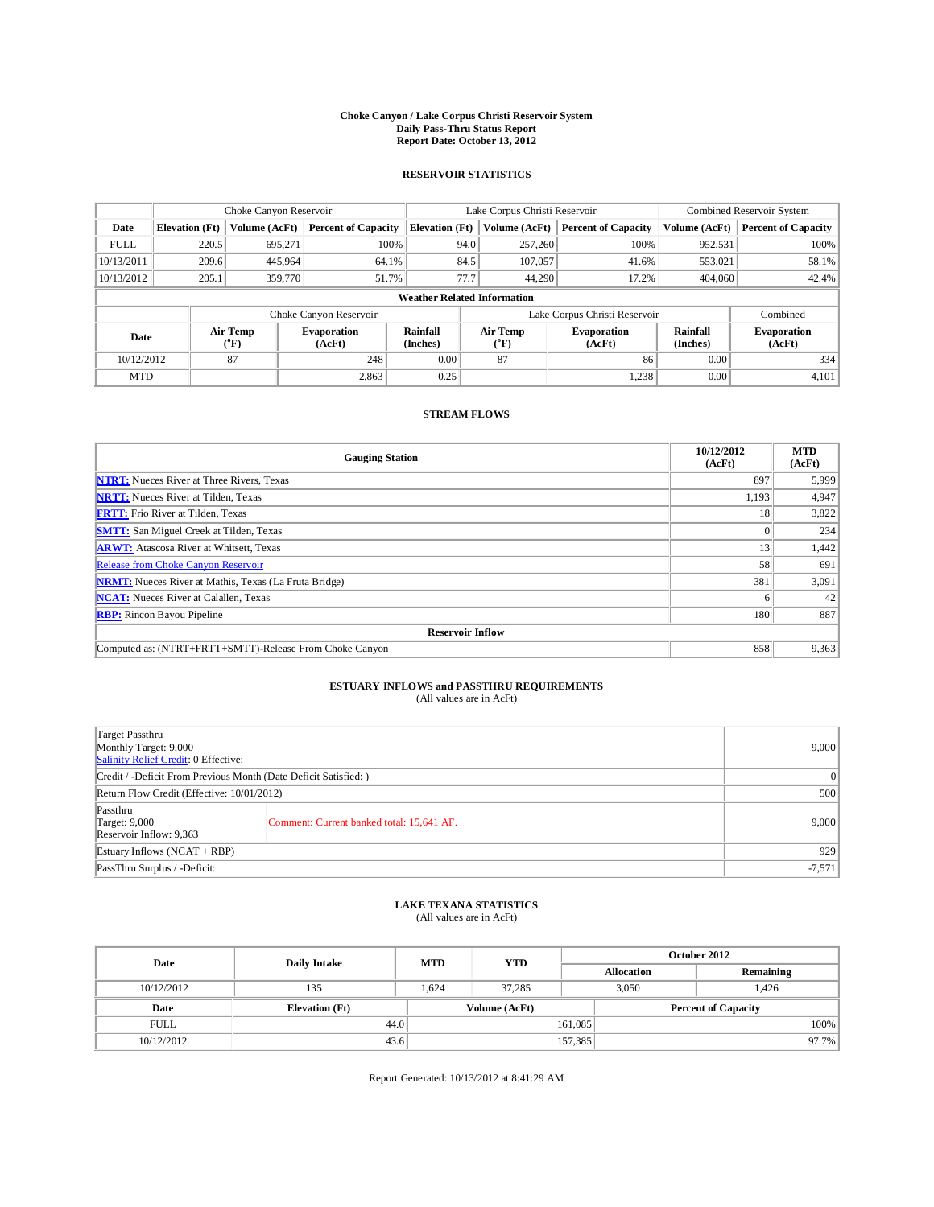# Choke Canyon / Lake Corpus Christi Reservoir System
## Daily Pass-Thru Status Report
## Report Date: October 13, 2012

### RESERVOIR STATISTICS

| | Choke Canyon Reservoir | | | Lake Corpus Christi Reservoir | | | Combined Reservoir System | |
|---|---|---|---|---|---|---|---|---|
| Date | Elevation (Ft) | Volume (AcFt) | Percent of Capacity | Elevation (Ft) | Volume (AcFt) | Percent of Capacity | Volume (AcFt) | Percent of Capacity |
| FULL | 220.5 | 695,271 | 100% | 94.0 | 257,260 | 100% | 952,531 | 100% |
| 10/13/2011 | 209.6 | 445,964 | 64.1% | 84.5 | 107,057 | 41.6% | 553,021 | 58.1% |
| 10/13/2012 | 205.1 | 359,770 | 51.7% | 77.7 | 44,290 | 17.2% | 404,060 | 42.4% |

**Weather Related Information**

| | Choke Canyon Reservoir | | | Lake Corpus Christi Reservoir | | | Combined |
|---|---|---|---|---|---|---|---|
| Date | Air Temp (°F) | Evaporation (AcFt) | Rainfall (Inches) | Air Temp (°F) | Evaporation (AcFt) | Rainfall (Inches) | Evaporation (AcFt) |
| 10/12/2012 | 87 | 248 | 0.00 | 87 | 86 | 0.00 | 334 |
| MTD | | 2,863 | 0.25 | | 1,238 | 0.00 | 4,101 |

### STREAM FLOWS

| Gauging Station | 10/12/2012 (AcFt) | MTD (AcFt) |
|---|---|---|
| NTRT: Nueces River at Three Rivers, Texas | 897 | 5,999 |
| NRTT: Nueces River at Tilden, Texas | 1,193 | 4,947 |
| FRTT: Frio River at Tilden, Texas | 18 | 3,822 |
| SMTT: San Miguel Creek at Tilden, Texas | 0 | 234 |
| ARWT: Atascosa River at Whitsett, Texas | 13 | 1,442 |
| Release from Choke Canyon Reservoir | 58 | 691 |
| NRMT: Nueces River at Mathis, Texas (La Fruta Bridge) | 381 | 3,091 |
| NCAT: Nueces River at Calallen, Texas | 6 | 42 |
| RBP: Rincon Bayou Pipeline | 180 | 887 |
| **Reservoir Inflow** | | |
| Computed as: (NTRT+FRTT+SMTT)-Release From Choke Canyon | 858 | 9,363 |

### ESTUARY INFLOWS and PASSTHRU REQUIREMENTS
(All values are in AcFt)

| | | |
|---|---|---|
| Target Passthru<br>Monthly Target: 9,000<br>Salinity Relief Credit: 0 Effective: | | 9,000 |
| Credit / -Deficit From Previous Month (Date Deficit Satisfied: ) | | 0 |
| Return Flow Credit (Effective: 10/01/2012) | | 500 |
| Passthru<br>Target: 9,000<br>Reservoir Inflow: 9,363 | Comment: Current banked total: 15,641 AF. | 9,000 |
| Estuary Inflows (NCAT + RBP) | | 929 |
| PassThru Surplus / -Deficit: | | -7,571 |

### LAKE TEXANA STATISTICS
(All values are in AcFt)

| Date | Daily Intake | MTD | YTD | October 2012 Allocation | October 2012 Remaining |
|---|---|---|---|---|---|
| 10/12/2012 | 135 | 1,624 | 37,285 | 3,050 | 1,426 |

| Date | Elevation (Ft) | Volume (AcFt) | Percent of Capacity |
|---|---|---|---|
| FULL | 44.0 | 161,085 | 100% |
| 10/12/2012 | 43.6 | 157,385 | 97.7% |

Report Generated: 10/13/2012 at 8:41:29 AM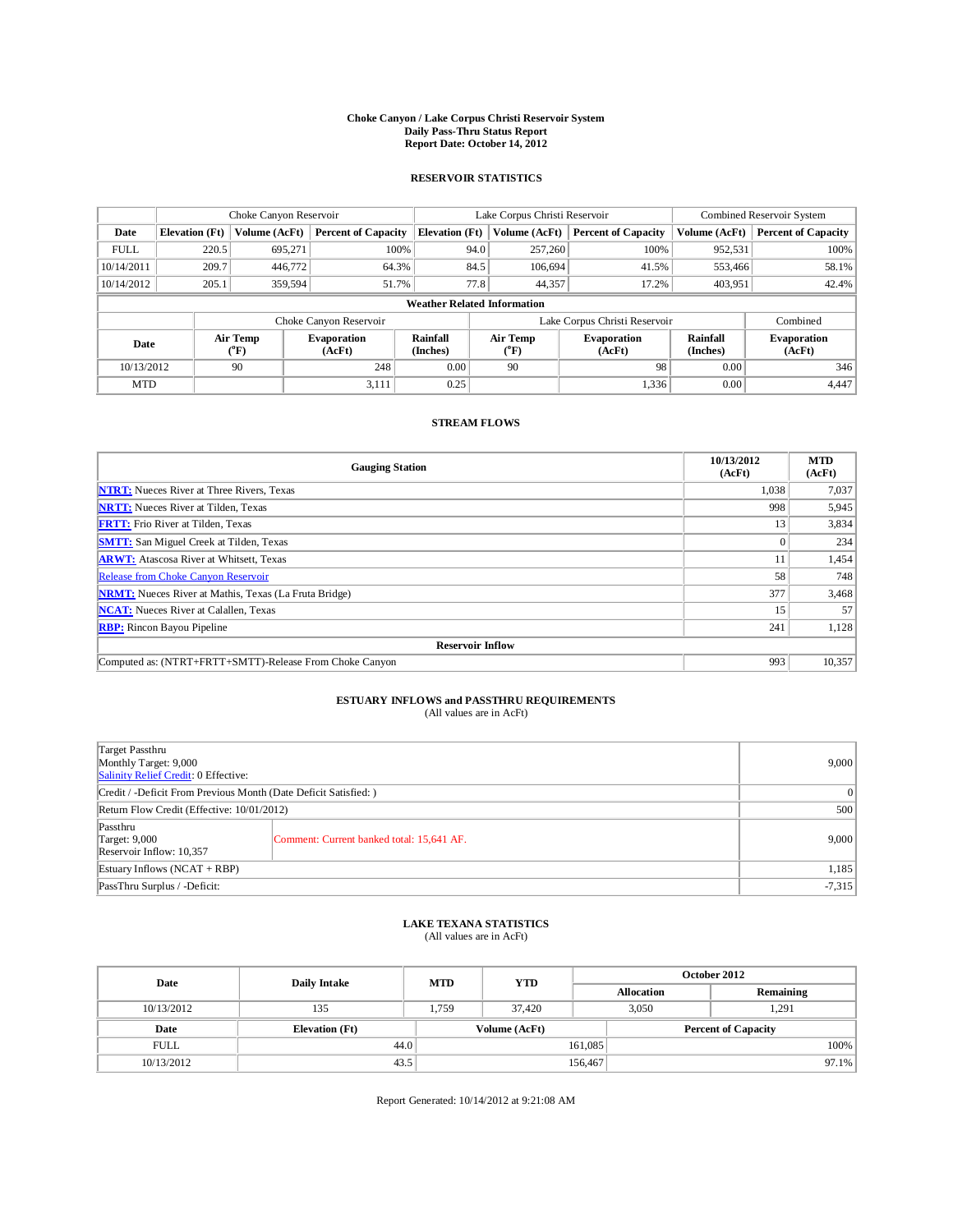# Choke Canyon / Lake Corpus Christi Reservoir System
## Daily Pass-Thru Status Report
## Report Date: October 14, 2012

### RESERVOIR STATISTICS

| | Choke Canyon Reservoir | | | Lake Corpus Christi Reservoir | | | Combined Reservoir System | |
|---|---|---|---|---|---|---|---|---|
| Date | Elevation (Ft) | Volume (AcFt) | Percent of Capacity | Elevation (Ft) | Volume (AcFt) | Percent of Capacity | Volume (AcFt) | Percent of Capacity |
| FULL | 220.5 | 695,271 | 100% | 94.0 | 257,260 | 100% | 952,531 | 100% |
| 10/14/2011 | 209.7 | 446,772 | 64.3% | 84.5 | 106,694 | 41.5% | 553,466 | 58.1% |
| 10/14/2012 | 205.1 | 359,594 | 51.7% | 77.8 | 44,357 | 17.2% | 403,951 | 42.4% |

**Weather Related Information**

| | Choke Canyon Reservoir | | | Lake Corpus Christi Reservoir | | | Combined |
|---|---|---|---|---|---|---|---|
| Date | Air Temp (°F) | Evaporation (AcFt) | Rainfall (Inches) | Air Temp (°F) | Evaporation (AcFt) | Rainfall (Inches) | Evaporation (AcFt) |
| 10/13/2012 | 90 | 248 | 0.00 | 90 | 98 | 0.00 | 346 |
| MTD | | 3,111 | 0.25 | | 1,336 | 0.00 | 4,447 |

### STREAM FLOWS

| Gauging Station | 10/13/2012 (AcFt) | MTD (AcFt) |
|---|---|---|
| NTRT: Nueces River at Three Rivers, Texas | 1,038 | 7,037 |
| NRTT: Nueces River at Tilden, Texas | 998 | 5,945 |
| FRTT: Frio River at Tilden, Texas | 13 | 3,834 |
| SMTT: San Miguel Creek at Tilden, Texas | 0 | 234 |
| ARWT: Atascosa River at Whitsett, Texas | 11 | 1,454 |
| Release from Choke Canyon Reservoir | 58 | 748 |
| NRMT: Nueces River at Mathis, Texas (La Fruta Bridge) | 377 | 3,468 |
| NCAT: Nueces River at Calallen, Texas | 15 | 57 |
| RBP: Rincon Bayou Pipeline | 241 | 1,128 |
| **Reservoir Inflow** | | |
| Computed as: (NTRT+FRTT+SMTT)-Release From Choke Canyon | 993 | 10,357 |

### ESTUARY INFLOWS and PASSTHRU REQUIREMENTS
(All values are in AcFt)

| | | |
|---|---|---|
| Target Passthru<br>Monthly Target: 9,000<br>Salinity Relief Credit: 0 Effective: | | 9,000 |
| Credit / -Deficit From Previous Month (Date Deficit Satisfied: ) | | 0 |
| Return Flow Credit (Effective: 10/01/2012) | | 500 |
| Passthru<br>Target: 9,000<br>Reservoir Inflow: 10,357 | Comment: Current banked total: 15,641 AF. | 9,000 |
| Estuary Inflows (NCAT + RBP) | | 1,185 |
| PassThru Surplus / -Deficit: | | -7,315 |

### LAKE TEXANA STATISTICS
(All values are in AcFt)

| Date | Daily Intake | MTD | YTD | October 2012 Allocation | October 2012 Remaining |
|---|---|---|---|---|---|
| 10/13/2012 | 135 | 1,759 | 37,420 | 3,050 | 1,291 |

| Date | Elevation (Ft) | Volume (AcFt) | Percent of Capacity |
|---|---|---|---|
| FULL | 44.0 | 161,085 | 100% |
| 10/13/2012 | 43.5 | 156,467 | 97.1% |

Report Generated: 10/14/2012 at 9:21:08 AM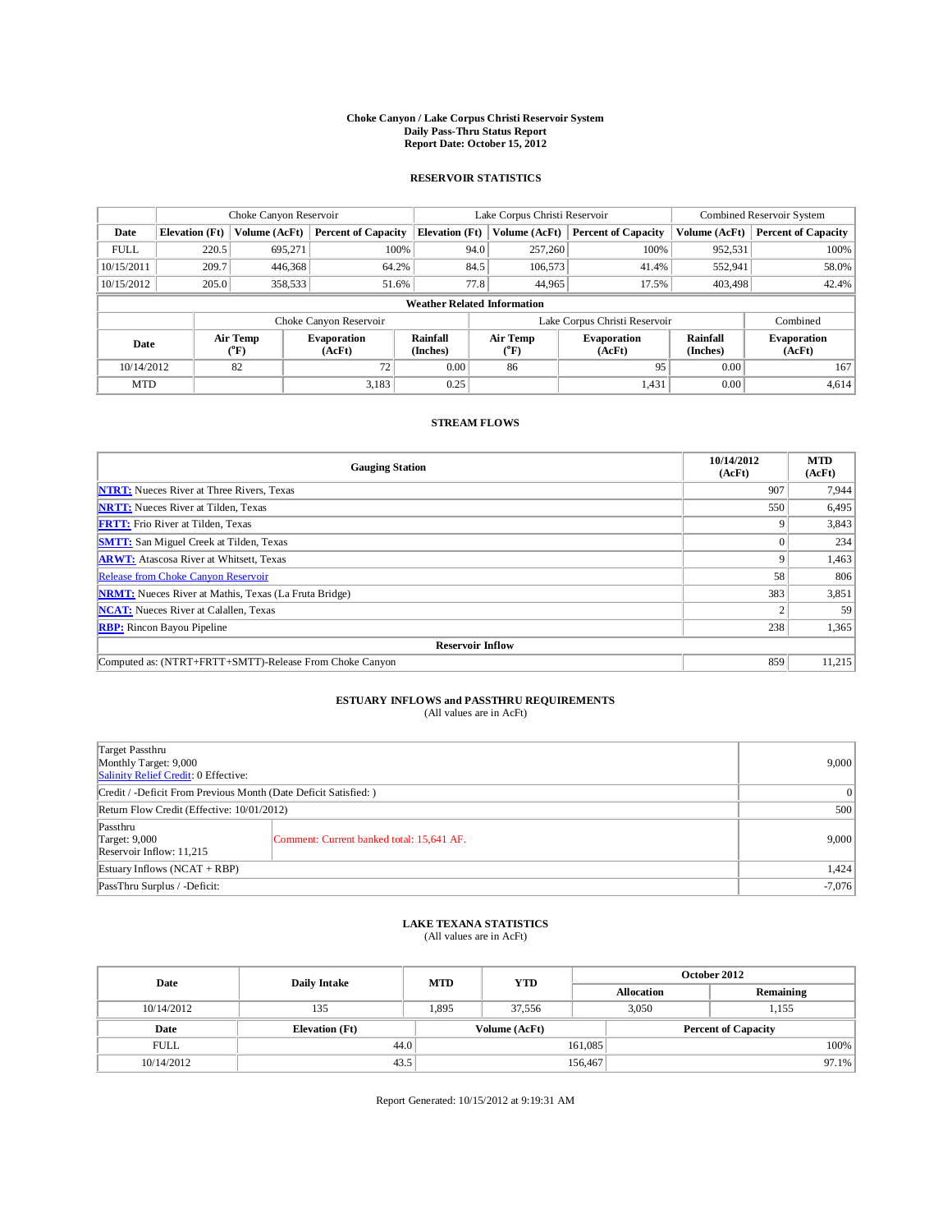# Choke Canyon / Lake Corpus Christi Reservoir System
## Daily Pass-Thru Status Report
## Report Date: October 15, 2012

### RESERVOIR STATISTICS

| | Choke Canyon Reservoir | | | Lake Corpus Christi Reservoir | | | Combined Reservoir System | |
|---|---|---|---|---|---|---|---|---|
| Date | Elevation (Ft) | Volume (AcFt) | Percent of Capacity | Elevation (Ft) | Volume (AcFt) | Percent of Capacity | Volume (AcFt) | Percent of Capacity |
| FULL | 220.5 | 695,271 | 100% | 94.0 | 257,260 | 100% | 952,531 | 100% |
| 10/15/2011 | 209.7 | 446,368 | 64.2% | 84.5 | 106,573 | 41.4% | 552,941 | 58.0% |
| 10/15/2012 | 205.0 | 358,533 | 51.6% | 77.8 | 44,965 | 17.5% | 403,498 | 42.4% |

**Weather Related Information**

| | Choke Canyon Reservoir | | | Lake Corpus Christi Reservoir | | | Combined |
|---|---|---|---|---|---|---|---|
| Date | Air Temp (°F) | Evaporation (AcFt) | Rainfall (Inches) | Air Temp (°F) | Evaporation (AcFt) | Rainfall (Inches) | Evaporation (AcFt) |
| 10/14/2012 | 82 | 72 | 0.00 | 86 | 95 | 0.00 | 167 |
| MTD | | 3,183 | 0.25 | | 1,431 | 0.00 | 4,614 |

### STREAM FLOWS

| Gauging Station | 10/14/2012 (AcFt) | MTD (AcFt) |
|---|---|---|
| NTRT: Nueces River at Three Rivers, Texas | 907 | 7,944 |
| NRTT: Nueces River at Tilden, Texas | 550 | 6,495 |
| FRTT: Frio River at Tilden, Texas | 9 | 3,843 |
| SMTT: San Miguel Creek at Tilden, Texas | 0 | 234 |
| ARWT: Atascosa River at Whitsett, Texas | 9 | 1,463 |
| Release from Choke Canyon Reservoir | 58 | 806 |
| NRMT: Nueces River at Mathis, Texas (La Fruta Bridge) | 383 | 3,851 |
| NCAT: Nueces River at Calallen, Texas | 2 | 59 |
| RBP: Rincon Bayou Pipeline | 238 | 1,365 |
| **Reservoir Inflow** | | |
| Computed as: (NTRT+FRTT+SMTT)-Release From Choke Canyon | 859 | 11,215 |

### ESTUARY INFLOWS and PASSTHRU REQUIREMENTS
(All values are in AcFt)

| | | |
|---|---|---|
| Target Passthru<br>Monthly Target: 9,000<br>Salinity Relief Credit: 0 Effective: | | 9,000 |
| Credit / -Deficit From Previous Month (Date Deficit Satisfied: ) | | 0 |
| Return Flow Credit (Effective: 10/01/2012) | | 500 |
| Passthru<br>Target: 9,000<br>Reservoir Inflow: 11,215 | Comment: Current banked total: 15,641 AF. | 9,000 |
| Estuary Inflows (NCAT + RBP) | | 1,424 |
| PassThru Surplus / -Deficit: | | -7,076 |

### LAKE TEXANA STATISTICS
(All values are in AcFt)

| Date | Daily Intake | MTD | YTD | October 2012 Allocation | October 2012 Remaining |
|---|---|---|---|---|---|
| 10/14/2012 | 135 | 1,895 | 37,556 | 3,050 | 1,155 |

| Date | Elevation (Ft) | Volume (AcFt) | Percent of Capacity |
|---|---|---|---|
| FULL | 44.0 | 161,085 | 100% |
| 10/14/2012 | 43.5 | 156,467 | 97.1% |

Report Generated: 10/15/2012 at 9:19:31 AM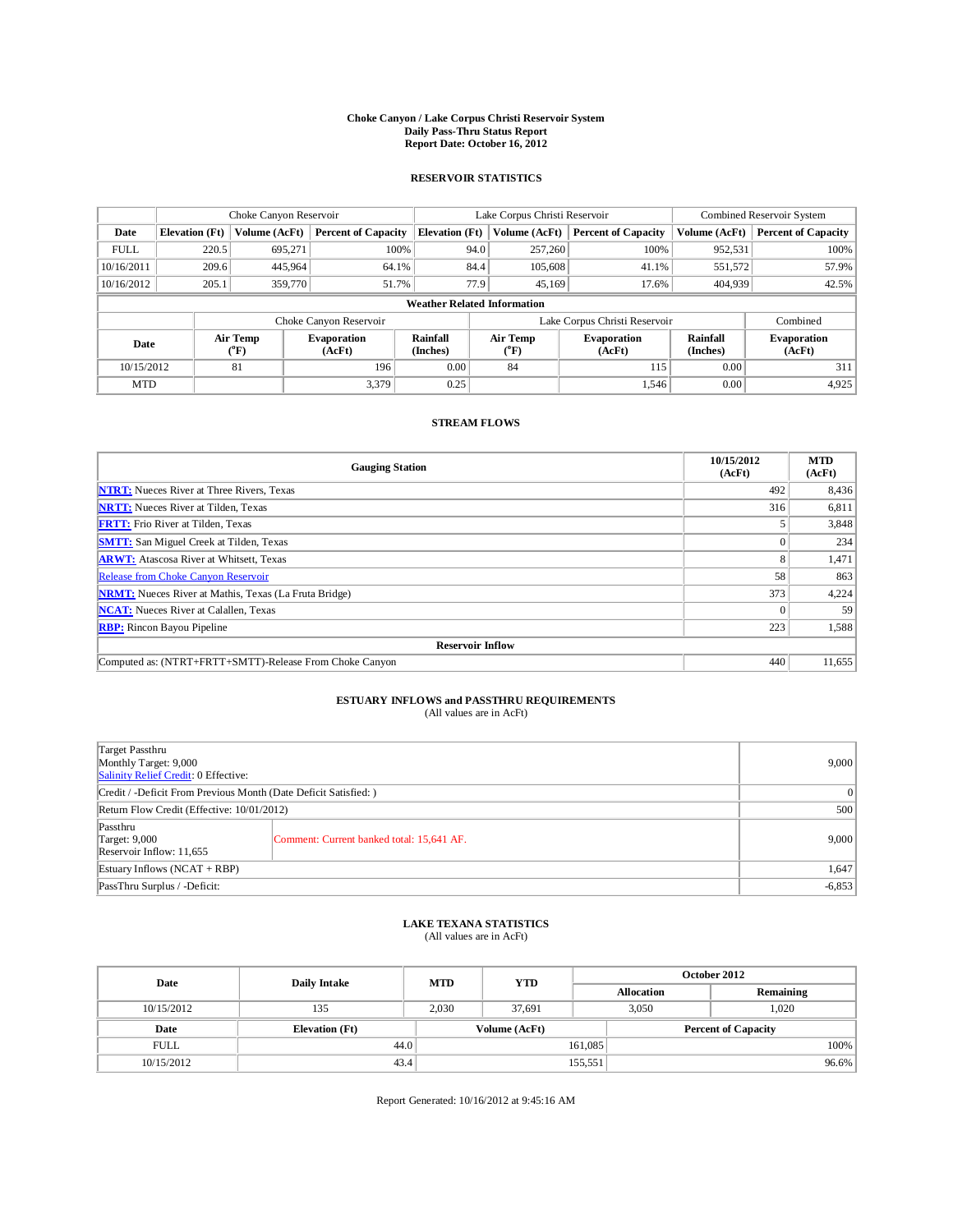# Choke Canyon / Lake Corpus Christi Reservoir System
## Daily Pass-Thru Status Report
## Report Date: October 16, 2012

### RESERVOIR STATISTICS

| | Choke Canyon Reservoir | | | Lake Corpus Christi Reservoir | | | Combined Reservoir System | |
|---|---|---|---|---|---|---|---|---|
| Date | Elevation (Ft) | Volume (AcFt) | Percent of Capacity | Elevation (Ft) | Volume (AcFt) | Percent of Capacity | Volume (AcFt) | Percent of Capacity |
| FULL | 220.5 | 695,271 | 100% | 94.0 | 257,260 | 100% | 952,531 | 100% |
| 10/16/2011 | 209.6 | 445,964 | 64.1% | 84.4 | 105,608 | 41.1% | 551,572 | 57.9% |
| 10/16/2012 | 205.1 | 359,770 | 51.7% | 77.9 | 45,169 | 17.6% | 404,939 | 42.5% |

**Weather Related Information**

| | Choke Canyon Reservoir | | | Lake Corpus Christi Reservoir | | | Combined |
|---|---|---|---|---|---|---|---|
| Date | Air Temp (°F) | Evaporation (AcFt) | Rainfall (Inches) | Air Temp (°F) | Evaporation (AcFt) | Rainfall (Inches) | Evaporation (AcFt) |
| 10/15/2012 | 81 | 196 | 0.00 | 84 | 115 | 0.00 | 311 |
| MTD | | 3,379 | 0.25 | | 1,546 | 0.00 | 4,925 |

### STREAM FLOWS

| Gauging Station | 10/15/2012 (AcFt) | MTD (AcFt) |
|---|---|---|
| NTRT: Nueces River at Three Rivers, Texas | 492 | 8,436 |
| NRTT: Nueces River at Tilden, Texas | 316 | 6,811 |
| FRTT: Frio River at Tilden, Texas | 5 | 3,848 |
| SMTT: San Miguel Creek at Tilden, Texas | 0 | 234 |
| ARWT: Atascosa River at Whitsett, Texas | 8 | 1,471 |
| Release from Choke Canyon Reservoir | 58 | 863 |
| NRMT: Nueces River at Mathis, Texas (La Fruta Bridge) | 373 | 4,224 |
| NCAT: Nueces River at Calallen, Texas | 0 | 59 |
| RBP: Rincon Bayou Pipeline | 223 | 1,588 |
| **Reservoir Inflow** | | |
| Computed as: (NTRT+FRTT+SMTT)-Release From Choke Canyon | 440 | 11,655 |

### ESTUARY INFLOWS and PASSTHRU REQUIREMENTS
(All values are in AcFt)

| | | |
|---|---|---|
| Target Passthru<br>Monthly Target: 9,000<br>Salinity Relief Credit: 0 Effective: | | 9,000 |
| Credit / -Deficit From Previous Month (Date Deficit Satisfied: ) | | 0 |
| Return Flow Credit (Effective: 10/01/2012) | | 500 |
| Passthru<br>Target: 9,000<br>Reservoir Inflow: 11,655 | Comment: Current banked total: 15,641 AF. | 9,000 |
| Estuary Inflows (NCAT + RBP) | | 1,647 |
| PassThru Surplus / -Deficit: | | -6,853 |

### LAKE TEXANA STATISTICS
(All values are in AcFt)

| Date | Daily Intake | MTD | YTD | October 2012 Allocation | October 2012 Remaining |
|---|---|---|---|---|---|
| 10/15/2012 | 135 | 2,030 | 37,691 | 3,050 | 1,020 |

| Date | Elevation (Ft) | Volume (AcFt) | Percent of Capacity |
|---|---|---|---|
| FULL | 44.0 | 161,085 | 100% |
| 10/15/2012 | 43.4 | 155,551 | 96.6% |

Report Generated: 10/16/2012 at 9:45:16 AM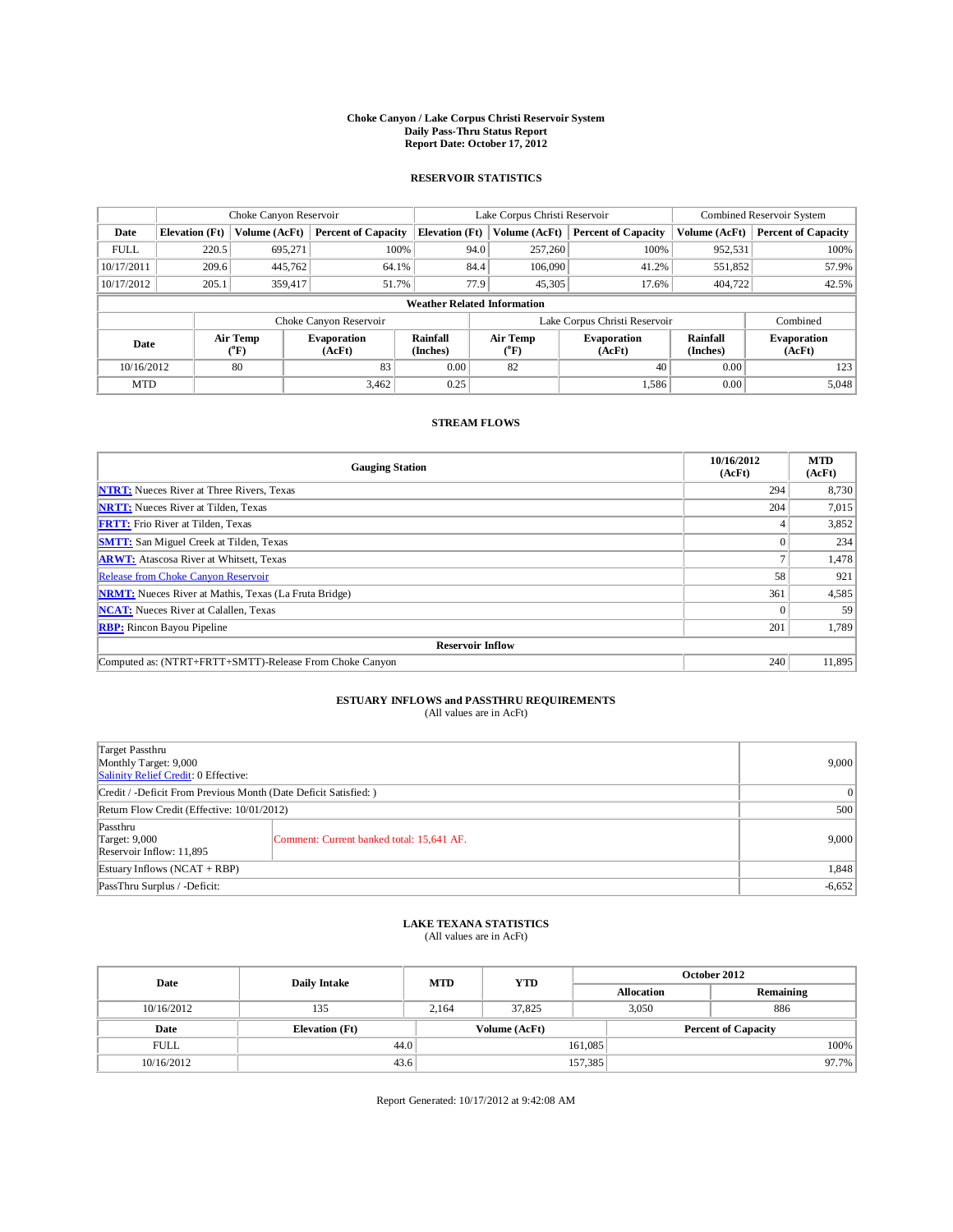# Choke Canyon / Lake Corpus Christi Reservoir System
## Daily Pass-Thru Status Report
## Report Date: October 17, 2012

### RESERVOIR STATISTICS

| | Choke Canyon Reservoir | | | Lake Corpus Christi Reservoir | | | Combined Reservoir System | |
|---|---|---|---|---|---|---|---|---|
| Date | Elevation (Ft) | Volume (AcFt) | Percent of Capacity | Elevation (Ft) | Volume (AcFt) | Percent of Capacity | Volume (AcFt) | Percent of Capacity |
| FULL | 220.5 | 695,271 | 100% | 94.0 | 257,260 | 100% | 952,531 | 100% |
| 10/17/2011 | 209.6 | 445,762 | 64.1% | 84.4 | 106,090 | 41.2% | 551,852 | 57.9% |
| 10/17/2012 | 205.1 | 359,417 | 51.7% | 77.9 | 45,305 | 17.6% | 404,722 | 42.5% |

**Weather Related Information**

| | Choke Canyon Reservoir | | | Lake Corpus Christi Reservoir | | | Combined |
|---|---|---|---|---|---|---|---|
| Date | Air Temp (°F) | Evaporation (AcFt) | Rainfall (Inches) | Air Temp (°F) | Evaporation (AcFt) | Rainfall (Inches) | Evaporation (AcFt) |
| 10/16/2012 | 80 | 83 | 0.00 | 82 | 40 | 0.00 | 123 |
| MTD | | 3,462 | 0.25 | | 1,586 | 0.00 | 5,048 |

### STREAM FLOWS

| Gauging Station | 10/16/2012 (AcFt) | MTD (AcFt) |
|---|---|---|
| NTRT: Nueces River at Three Rivers, Texas | 294 | 8,730 |
| NRTT: Nueces River at Tilden, Texas | 204 | 7,015 |
| FRTT: Frio River at Tilden, Texas | 4 | 3,852 |
| SMTT: San Miguel Creek at Tilden, Texas | 0 | 234 |
| ARWT: Atascosa River at Whitsett, Texas | 7 | 1,478 |
| Release from Choke Canyon Reservoir | 58 | 921 |
| NRMT: Nueces River at Mathis, Texas (La Fruta Bridge) | 361 | 4,585 |
| NCAT: Nueces River at Calallen, Texas | 0 | 59 |
| RBP: Rincon Bayou Pipeline | 201 | 1,789 |
| **Reservoir Inflow** | | |
| Computed as: (NTRT+FRTT+SMTT)-Release From Choke Canyon | 240 | 11,895 |

### ESTUARY INFLOWS and PASSTHRU REQUIREMENTS
(All values are in AcFt)

| | | |
|---|---|---|
| Target Passthru<br>Monthly Target: 9,000<br>Salinity Relief Credit: 0 Effective: | | 9,000 |
| Credit / -Deficit From Previous Month (Date Deficit Satisfied: ) | | 0 |
| Return Flow Credit (Effective: 10/01/2012) | | 500 |
| Passthru<br>Target: 9,000<br>Reservoir Inflow: 11,895 | Comment: Current banked total: 15,641 AF. | 9,000 |
| Estuary Inflows (NCAT + RBP) | | 1,848 |
| PassThru Surplus / -Deficit: | | -6,652 |

### LAKE TEXANA STATISTICS
(All values are in AcFt)

| Date | Daily Intake | MTD | YTD | October 2012 Allocation | October 2012 Remaining |
|---|---|---|---|---|---|
| 10/16/2012 | 135 | 2,164 | 37,825 | 3,050 | 886 |

| Date | Elevation (Ft) | Volume (AcFt) | Percent of Capacity |
|---|---|---|---|
| FULL | 44.0 | 161,085 | 100% |
| 10/16/2012 | 43.6 | 157,385 | 97.7% |

Report Generated: 10/17/2012 at 9:42:08 AM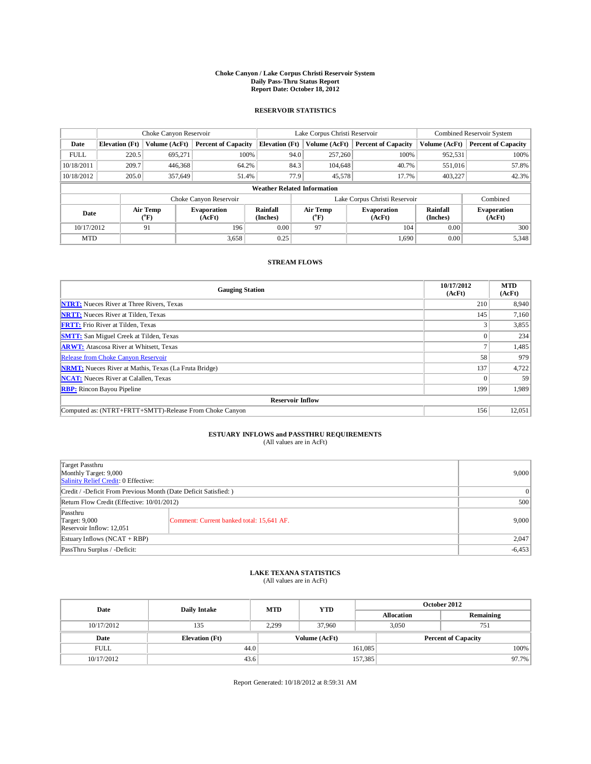# Choke Canyon / Lake Corpus Christi Reservoir System
## Daily Pass-Thru Status Report
### Report Date: October 18, 2012

## RESERVOIR STATISTICS

| | Choke Canyon Reservoir | | | Lake Corpus Christi Reservoir | | | Combined Reservoir System | |
|---|---|---|---|---|---|---|---|---|
| Date | Elevation (Ft) | Volume (AcFt) | Percent of Capacity | Elevation (Ft) | Volume (AcFt) | Percent of Capacity | Volume (AcFt) | Percent of Capacity |
| FULL | 220.5 | 695,271 | 100% | 94.0 | 257,260 | 100% | 952,531 | 100% |
| 10/18/2011 | 209.7 | 446,368 | 64.2% | 84.3 | 104,648 | 40.7% | 551,016 | 57.8% |
| 10/18/2012 | 205.0 | 357,649 | 51.4% | 77.9 | 45,578 | 17.7% | 403,227 | 42.3% |

**Weather Related Information**

| | Choke Canyon Reservoir | | | Lake Corpus Christi Reservoir | | | Combined |
|---|---|---|---|---|---|---|---|
| Date | Air Temp (°F) | Evaporation (AcFt) | Rainfall (Inches) | Air Temp (°F) | Evaporation (AcFt) | Rainfall (Inches) | Evaporation (AcFt) |
| 10/17/2012 | 91 | 196 | 0.00 | 97 | 104 | 0.00 | 300 |
| MTD | | 3,658 | 0.25 | | 1,690 | 0.00 | 5,348 |

## STREAM FLOWS

| Gauging Station | 10/17/2012 (AcFt) | MTD (AcFt) |
|---|---|---|
| NTRT: Nueces River at Three Rivers, Texas | 210 | 8,940 |
| NRTT: Nueces River at Tilden, Texas | 145 | 7,160 |
| FRTT: Frio River at Tilden, Texas | 3 | 3,855 |
| SMTT: San Miguel Creek at Tilden, Texas | 0 | 234 |
| ARWT: Atascosa River at Whitsett, Texas | 7 | 1,485 |
| Release from Choke Canyon Reservoir | 58 | 979 |
| NRMT: Nueces River at Mathis, Texas (La Fruta Bridge) | 137 | 4,722 |
| NCAT: Nueces River at Calallen, Texas | 0 | 59 |
| RBP: Rincon Bayou Pipeline | 199 | 1,989 |
| **Reservoir Inflow** | | |
| Computed as: (NTRT+FRTT+SMTT)-Release From Choke Canyon | 156 | 12,051 |

## ESTUARY INFLOWS and PASSTHRU REQUIREMENTS
(All values are in AcFt)

| | | |
|---|---|---|
| Target Passthru<br>Monthly Target: 9,000<br>Salinity Relief Credit: 0 Effective: | | 9,000 |
| Credit / -Deficit From Previous Month (Date Deficit Satisfied: ) | | 0 |
| Return Flow Credit (Effective: 10/01/2012) | | 500 |
| Passthru<br>Target: 9,000<br>Reservoir Inflow: 12,051 | Comment: Current banked total: 15,641 AF. | 9,000 |
| Estuary Inflows (NCAT + RBP) | | 2,047 |
| PassThru Surplus / -Deficit: | | -6,453 |

## LAKE TEXANA STATISTICS
(All values are in AcFt)

| Date | Daily Intake | MTD | YTD | October 2012 Allocation | October 2012 Remaining |
|---|---|---|---|---|---|
| 10/17/2012 | 135 | 2,299 | 37,960 | 3,050 | 751 |

| Date | Elevation (Ft) | Volume (AcFt) | Percent of Capacity |
|---|---|---|---|
| FULL | 44.0 | 161,085 | 100% |
| 10/17/2012 | 43.6 | 157,385 | 97.7% |

Report Generated: 10/18/2012 at 8:59:31 AM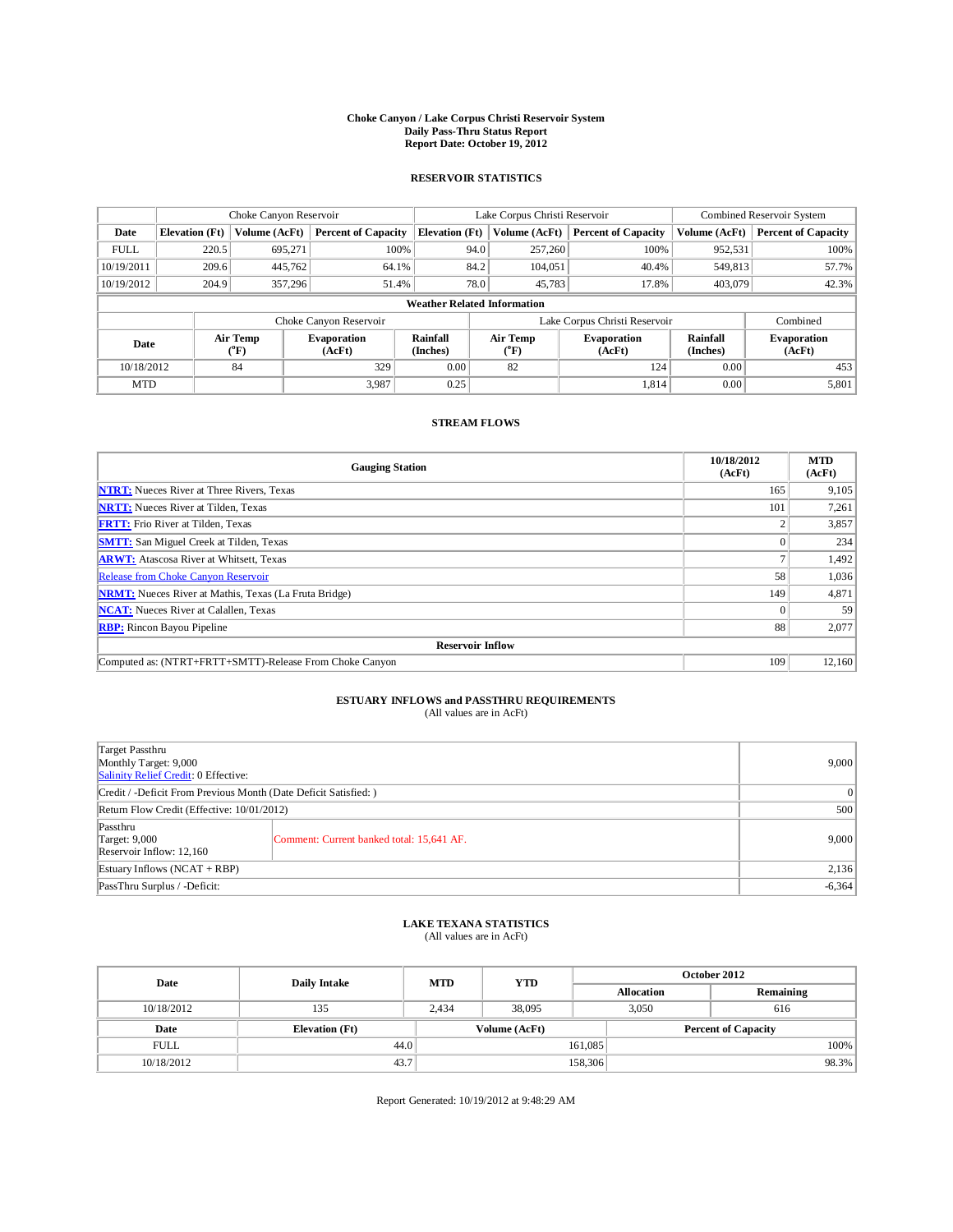# Choke Canyon / Lake Corpus Christi Reservoir System
## Daily Pass-Thru Status Report
### Report Date: October 19, 2012

## RESERVOIR STATISTICS

| | Choke Canyon Reservoir | | | Lake Corpus Christi Reservoir | | | Combined Reservoir System | |
|---|---|---|---|---|---|---|---|---|
| Date | Elevation (Ft) | Volume (AcFt) | Percent of Capacity | Elevation (Ft) | Volume (AcFt) | Percent of Capacity | Volume (AcFt) | Percent of Capacity |
| FULL | 220.5 | 695,271 | 100% | 94.0 | 257,260 | 100% | 952,531 | 100% |
| 10/19/2011 | 209.6 | 445,762 | 64.1% | 84.2 | 104,051 | 40.4% | 549,813 | 57.7% |
| 10/19/2012 | 204.9 | 357,296 | 51.4% | 78.0 | 45,783 | 17.8% | 403,079 | 42.3% |

**Weather Related Information**

| | Choke Canyon Reservoir | | | Lake Corpus Christi Reservoir | | | Combined |
|---|---|---|---|---|---|---|---|
| Date | Air Temp (°F) | Evaporation (AcFt) | Rainfall (Inches) | Air Temp (°F) | Evaporation (AcFt) | Rainfall (Inches) | Evaporation (AcFt) |
| 10/18/2012 | 84 | 329 | 0.00 | 82 | 124 | 0.00 | 453 |
| MTD | | 3,987 | 0.25 | | 1,814 | 0.00 | 5,801 |

## STREAM FLOWS

| Gauging Station | 10/18/2012 (AcFt) | MTD (AcFt) |
|---|---|---|
| NTRT: Nueces River at Three Rivers, Texas | 165 | 9,105 |
| NRTT: Nueces River at Tilden, Texas | 101 | 7,261 |
| FRTT: Frio River at Tilden, Texas | 2 | 3,857 |
| SMTT: San Miguel Creek at Tilden, Texas | 0 | 234 |
| ARWT: Atascosa River at Whitsett, Texas | 7 | 1,492 |
| Release from Choke Canyon Reservoir | 58 | 1,036 |
| NRMT: Nueces River at Mathis, Texas (La Fruta Bridge) | 149 | 4,871 |
| NCAT: Nueces River at Calallen, Texas | 0 | 59 |
| RBP: Rincon Bayou Pipeline | 88 | 2,077 |
| **Reservoir Inflow** | | |
| Computed as: (NTRT+FRTT+SMTT)-Release From Choke Canyon | 109 | 12,160 |

## ESTUARY INFLOWS and PASSTHRU REQUIREMENTS
(All values are in AcFt)

| | | |
|---|---|---|
| Target Passthru<br>Monthly Target: 9,000<br>Salinity Relief Credit: 0 Effective: | | 9,000 |
| Credit / -Deficit From Previous Month (Date Deficit Satisfied: ) | | 0 |
| Return Flow Credit (Effective: 10/01/2012) | | 500 |
| Passthru<br>Target: 9,000<br>Reservoir Inflow: 12,160 | Comment: Current banked total: 15,641 AF. | 9,000 |
| Estuary Inflows (NCAT + RBP) | | 2,136 |
| PassThru Surplus / -Deficit: | | -6,364 |

## LAKE TEXANA STATISTICS
(All values are in AcFt)

| Date | Daily Intake | MTD | YTD | October 2012 Allocation | October 2012 Remaining |
|---|---|---|---|---|---|
| 10/18/2012 | 135 | 2,434 | 38,095 | 3,050 | 616 |

| Date | Elevation (Ft) | Volume (AcFt) | Percent of Capacity |
|---|---|---|---|
| FULL | 44.0 | 161,085 | 100% |
| 10/18/2012 | 43.7 | 158,306 | 98.3% |

Report Generated: 10/19/2012 at 9:48:29 AM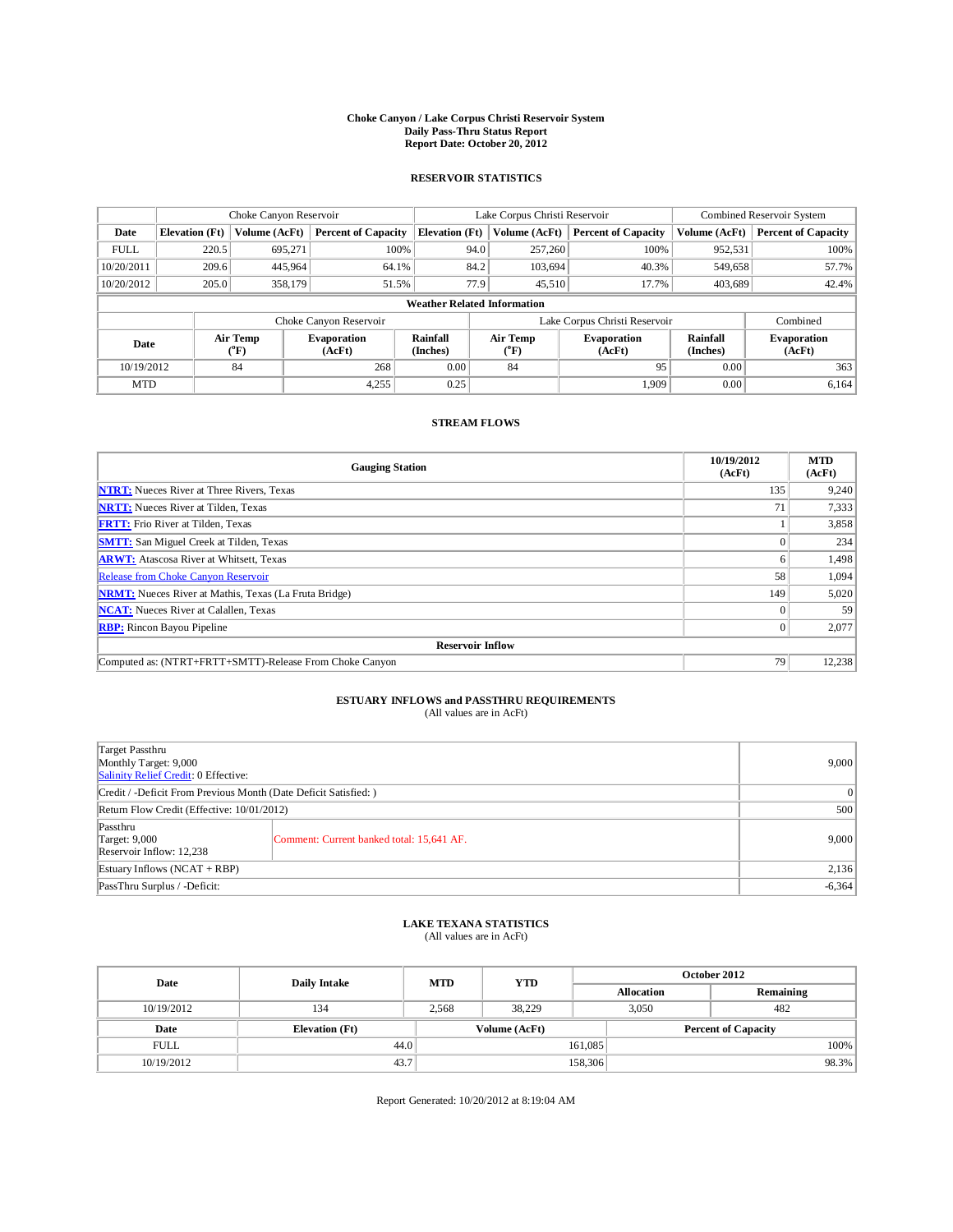# Choke Canyon / Lake Corpus Christi Reservoir System
## Daily Pass-Thru Status Report
## Report Date: October 20, 2012

### RESERVOIR STATISTICS

| | Choke Canyon Reservoir | | | Lake Corpus Christi Reservoir | | | Combined Reservoir System | |
|---|---|---|---|---|---|---|---|---|
| Date | Elevation (Ft) | Volume (AcFt) | Percent of Capacity | Elevation (Ft) | Volume (AcFt) | Percent of Capacity | Volume (AcFt) | Percent of Capacity |
| FULL | 220.5 | 695,271 | 100% | 94.0 | 257,260 | 100% | 952,531 | 100% |
| 10/20/2011 | 209.6 | 445,964 | 64.1% | 84.2 | 103,694 | 40.3% | 549,658 | 57.7% |
| 10/20/2012 | 205.0 | 358,179 | 51.5% | 77.9 | 45,510 | 17.7% | 403,689 | 42.4% |

**Weather Related Information**

| | Choke Canyon Reservoir | | | Lake Corpus Christi Reservoir | | | Combined |
|---|---|---|---|---|---|---|---|
| Date | Air Temp (°F) | Evaporation (AcFt) | Rainfall (Inches) | Air Temp (°F) | Evaporation (AcFt) | Rainfall (Inches) | Evaporation (AcFt) |
| 10/19/2012 | 84 | 268 | 0.00 | 84 | 95 | 0.00 | 363 |
| MTD | | 4,255 | 0.25 | | 1,909 | 0.00 | 6,164 |

### STREAM FLOWS

| Gauging Station | 10/19/2012 (AcFt) | MTD (AcFt) |
|---|---|---|
| NTRT: Nueces River at Three Rivers, Texas | 135 | 9,240 |
| NRTT: Nueces River at Tilden, Texas | 71 | 7,333 |
| FRTT: Frio River at Tilden, Texas | 1 | 3,858 |
| SMTT: San Miguel Creek at Tilden, Texas | 0 | 234 |
| ARWT: Atascosa River at Whitsett, Texas | 6 | 1,498 |
| Release from Choke Canyon Reservoir | 58 | 1,094 |
| NRMT: Nueces River at Mathis, Texas (La Fruta Bridge) | 149 | 5,020 |
| NCAT: Nueces River at Calallen, Texas | 0 | 59 |
| RBP: Rincon Bayou Pipeline | 0 | 2,077 |
| **Reservoir Inflow** | | |
| Computed as: (NTRT+FRTT+SMTT)-Release From Choke Canyon | 79 | 12,238 |

### ESTUARY INFLOWS and PASSTHRU REQUIREMENTS
(All values are in AcFt)

| | | |
|---|---|---|
| Target Passthru<br>Monthly Target: 9,000<br>Salinity Relief Credit: 0 Effective: | | 9,000 |
| Credit / -Deficit From Previous Month (Date Deficit Satisfied: ) | | 0 |
| Return Flow Credit (Effective: 10/01/2012) | | 500 |
| Passthru<br>Target: 9,000<br>Reservoir Inflow: 12,238 | Comment: Current banked total: 15,641 AF. | 9,000 |
| Estuary Inflows (NCAT + RBP) | | 2,136 |
| PassThru Surplus / -Deficit: | | -6,364 |

### LAKE TEXANA STATISTICS
(All values are in AcFt)

| Date | Daily Intake | MTD | YTD | October 2012 Allocation | October 2012 Remaining |
|---|---|---|---|---|---|
| 10/19/2012 | 134 | 2,568 | 38,229 | 3,050 | 482 |

| Date | Elevation (Ft) | Volume (AcFt) | Percent of Capacity |
|---|---|---|---|
| FULL | 44.0 | 161,085 | 100% |
| 10/19/2012 | 43.7 | 158,306 | 98.3% |

Report Generated: 10/20/2012 at 8:19:04 AM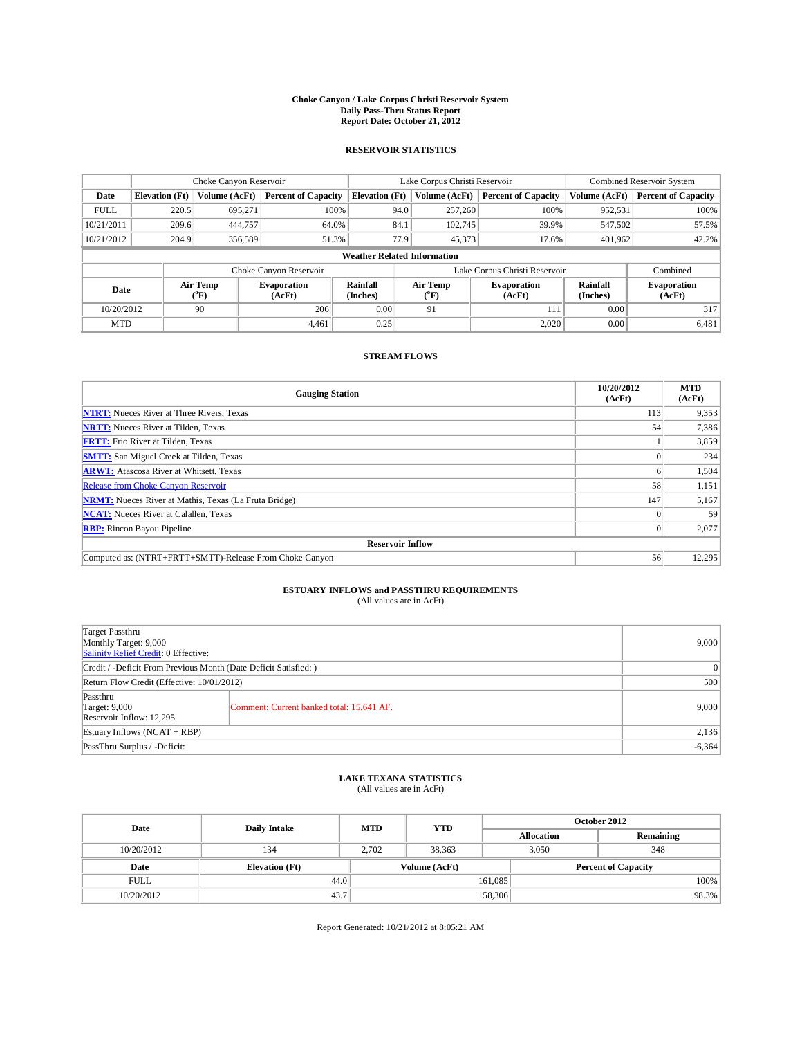**Choke Canyon / Lake Corpus Christi Reservoir System**
**Daily Pass-Thru Status Report**
**Report Date: October 21, 2012**

## RESERVOIR STATISTICS

| | Choke Canyon Reservoir | | | Lake Corpus Christi Reservoir | | | Combined Reservoir System | |
|---|---|---|---|---|---|---|---|---|
| **Date** | **Elevation (Ft)** | **Volume (AcFt)** | **Percent of Capacity** | **Elevation (Ft)** | **Volume (AcFt)** | **Percent of Capacity** | **Volume (AcFt)** | **Percent of Capacity** |
| FULL | 220.5 | 695,271 | 100% | 94.0 | 257,260 | 100% | 952,531 | 100% |
| 10/21/2011 | 209.6 | 444,757 | 64.0% | 84.1 | 102,745 | 39.9% | 547,502 | 57.5% |
| 10/21/2012 | 204.9 | 356,589 | 51.3% | 77.9 | 45,373 | 17.6% | 401,962 | 42.2% |

**Weather Related Information**

| | Choke Canyon Reservoir | | | Lake Corpus Christi Reservoir | | | Combined |
|---|---|---|---|---|---|---|---|
| **Date** | **Air Temp (°F)** | **Evaporation (AcFt)** | **Rainfall (Inches)** | **Air Temp (°F)** | **Evaporation (AcFt)** | **Rainfall (Inches)** | **Evaporation (AcFt)** |
| 10/20/2012 | 90 | 206 | 0.00 | 91 | 111 | 0.00 | 317 |
| MTD | | 4,461 | 0.25 | | 2,020 | 0.00 | 6,481 |

## STREAM FLOWS

| Gauging Station | 10/20/2012 (AcFt) | MTD (AcFt) |
|---|---|---|
| **NTRT:** Nueces River at Three Rivers, Texas | 113 | 9,353 |
| **NRTT:** Nueces River at Tilden, Texas | 54 | 7,386 |
| **FRTT:** Frio River at Tilden, Texas | 1 | 3,859 |
| **SMTT:** San Miguel Creek at Tilden, Texas | 0 | 234 |
| **ARWT:** Atascosa River at Whitsett, Texas | 6 | 1,504 |
| Release from Choke Canyon Reservoir | 58 | 1,151 |
| **NRMT:** Nueces River at Mathis, Texas (La Fruta Bridge) | 147 | 5,167 |
| **NCAT:** Nueces River at Calallen, Texas | 0 | 59 |
| **RBP:** Rincon Bayou Pipeline | 0 | 2,077 |
| **Reservoir Inflow** | | |
| Computed as: (NTRT+FRTT+SMTT)-Release From Choke Canyon | 56 | 12,295 |

## ESTUARY INFLOWS and PASSTHRU REQUIREMENTS
(All values are in AcFt)

| | | |
|---|---|---|
| Target Passthru<br>Monthly Target: 9,000<br>Salinity Relief Credit: 0 Effective: | | 9,000 |
| Credit / -Deficit From Previous Month (Date Deficit Satisfied: ) | | 0 |
| Return Flow Credit (Effective: 10/01/2012) | | 500 |
| Passthru<br>Target: 9,000<br>Reservoir Inflow: 12,295 | Comment: Current banked total: 15,641 AF. | 9,000 |
| Estuary Inflows (NCAT + RBP) | | 2,136 |
| PassThru Surplus / -Deficit: | | -6,364 |

## LAKE TEXANA STATISTICS
(All values are in AcFt)

| Date | Daily Intake | MTD | YTD | October 2012 Allocation | October 2012 Remaining |
|---|---|---|---|---|---|
| 10/20/2012 | 134 | 2,702 | 38,363 | 3,050 | 348 |

| Date | Elevation (Ft) | Volume (AcFt) | Percent of Capacity |
|---|---|---|---|
| FULL | 44.0 | 161,085 | 100% |
| 10/20/2012 | 43.7 | 158,306 | 98.3% |

Report Generated: 10/21/2012 at 8:05:21 AM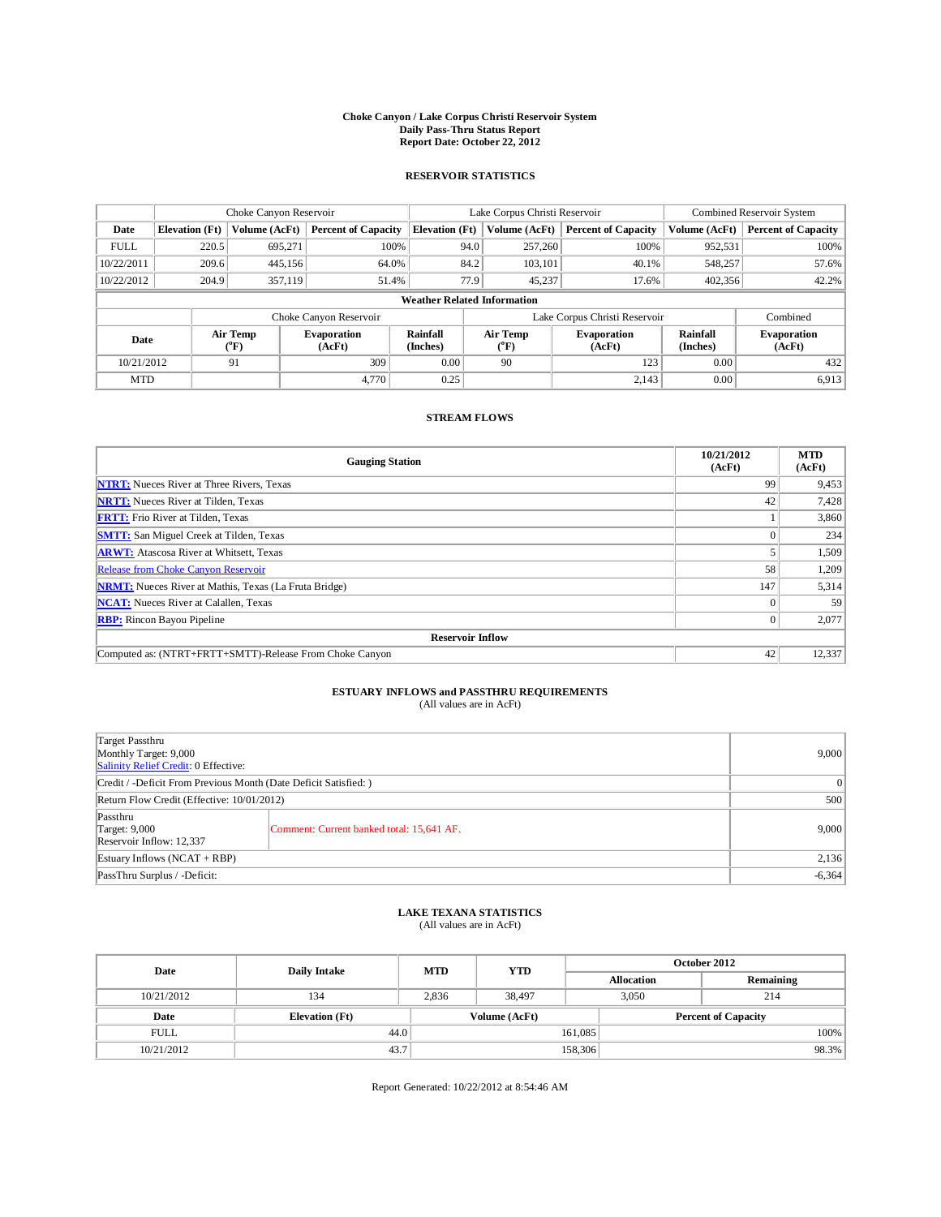# Choke Canyon / Lake Corpus Christi Reservoir System
## Daily Pass-Thru Status Report
### Report Date: October 22, 2012

## RESERVOIR STATISTICS

| | Choke Canyon Reservoir | | | Lake Corpus Christi Reservoir | | | Combined Reservoir System | |
|---|---|---|---|---|---|---|---|---|
| Date | Elevation (Ft) | Volume (AcFt) | Percent of Capacity | Elevation (Ft) | Volume (AcFt) | Percent of Capacity | Volume (AcFt) | Percent of Capacity |
| FULL | 220.5 | 695,271 | 100% | 94.0 | 257,260 | 100% | 952,531 | 100% |
| 10/22/2011 | 209.6 | 445,156 | 64.0% | 84.2 | 103,101 | 40.1% | 548,257 | 57.6% |
| 10/22/2012 | 204.9 | 357,119 | 51.4% | 77.9 | 45,237 | 17.6% | 402,356 | 42.2% |

**Weather Related Information**

| | Choke Canyon Reservoir | | | Lake Corpus Christi Reservoir | | | Combined |
|---|---|---|---|---|---|---|---|
| Date | Air Temp (°F) | Evaporation (AcFt) | Rainfall (Inches) | Air Temp (°F) | Evaporation (AcFt) | Rainfall (Inches) | Evaporation (AcFt) |
| 10/21/2012 | 91 | 309 | 0.00 | 90 | 123 | 0.00 | 432 |
| MTD | | 4,770 | 0.25 | | 2,143 | 0.00 | 6,913 |

## STREAM FLOWS

| Gauging Station | 10/21/2012 (AcFt) | MTD (AcFt) |
|---|---|---|
| NTRT: Nueces River at Three Rivers, Texas | 99 | 9,453 |
| NRTT: Nueces River at Tilden, Texas | 42 | 7,428 |
| FRTT: Frio River at Tilden, Texas | 1 | 3,860 |
| SMTT: San Miguel Creek at Tilden, Texas | 0 | 234 |
| ARWT: Atascosa River at Whitsett, Texas | 5 | 1,509 |
| Release from Choke Canyon Reservoir | 58 | 1,209 |
| NRMT: Nueces River at Mathis, Texas (La Fruta Bridge) | 147 | 5,314 |
| NCAT: Nueces River at Calallen, Texas | 0 | 59 |
| RBP: Rincon Bayou Pipeline | 0 | 2,077 |
| **Reservoir Inflow** | | |
| Computed as: (NTRT+FRTT+SMTT)-Release From Choke Canyon | 42 | 12,337 |

## ESTUARY INFLOWS and PASSTHRU REQUIREMENTS
(All values are in AcFt)

| | | |
|---|---|---|
| Target Passthru<br>Monthly Target: 9,000<br>Salinity Relief Credit: 0 Effective: | | 9,000 |
| Credit / -Deficit From Previous Month (Date Deficit Satisfied: ) | | 0 |
| Return Flow Credit (Effective: 10/01/2012) | | 500 |
| Passthru<br>Target: 9,000<br>Reservoir Inflow: 12,337 | Comment: Current banked total: 15,641 AF. | 9,000 |
| Estuary Inflows (NCAT + RBP) | | 2,136 |
| PassThru Surplus / -Deficit: | | -6,364 |

## LAKE TEXANA STATISTICS
(All values are in AcFt)

| Date | Daily Intake | MTD | YTD | October 2012 Allocation | October 2012 Remaining |
|---|---|---|---|---|---|
| 10/21/2012 | 134 | 2,836 | 38,497 | 3,050 | 214 |

| Date | Elevation (Ft) | Volume (AcFt) | Percent of Capacity |
|---|---|---|---|
| FULL | 44.0 | 161,085 | 100% |
| 10/21/2012 | 43.7 | 158,306 | 98.3% |

Report Generated: 10/22/2012 at 8:54:46 AM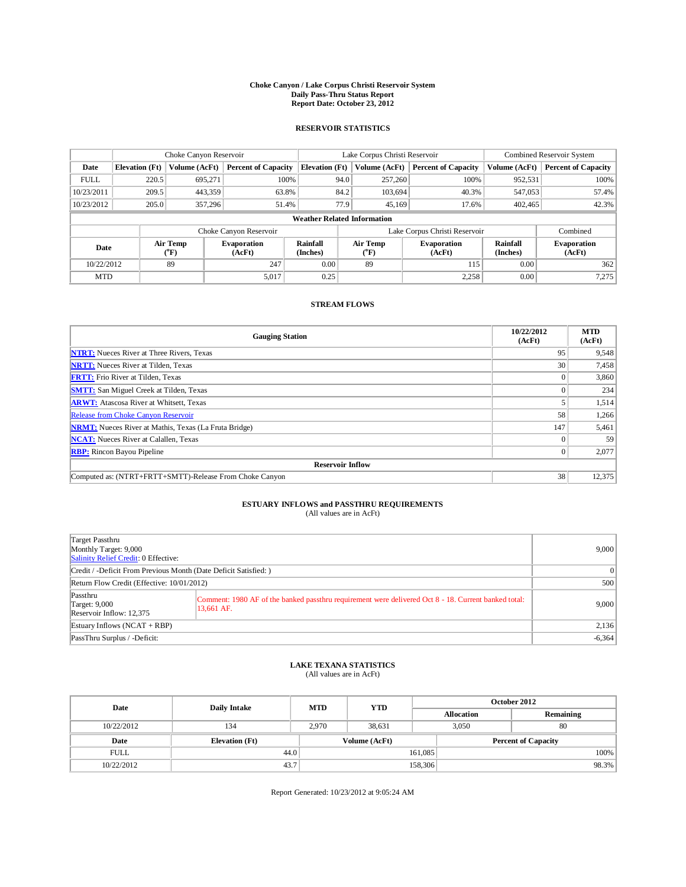# Choke Canyon / Lake Corpus Christi Reservoir System
## Daily Pass-Thru Status Report
### Report Date: October 23, 2012

## RESERVOIR STATISTICS

| | Choke Canyon Reservoir | | | Lake Corpus Christi Reservoir | | | Combined Reservoir System | |
|---|---|---|---|---|---|---|---|---|
| Date | Elevation (Ft) | Volume (AcFt) | Percent of Capacity | Elevation (Ft) | Volume (AcFt) | Percent of Capacity | Volume (AcFt) | Percent of Capacity |
| FULL | 220.5 | 695,271 | 100% | 94.0 | 257,260 | 100% | 952,531 | 100% |
| 10/23/2011 | 209.5 | 443,359 | 63.8% | 84.2 | 103,694 | 40.3% | 547,053 | 57.4% |
| 10/23/2012 | 205.0 | 357,296 | 51.4% | 77.9 | 45,169 | 17.6% | 402,465 | 42.3% |

**Weather Related Information**

| | Choke Canyon Reservoir | | | Lake Corpus Christi Reservoir | | | Combined |
|---|---|---|---|---|---|---|---|
| Date | Air Temp (°F) | Evaporation (AcFt) | Rainfall (Inches) | Air Temp (°F) | Evaporation (AcFt) | Rainfall (Inches) | Evaporation (AcFt) |
| 10/22/2012 | 89 | 247 | 0.00 | 89 | 115 | 0.00 | 362 |
| MTD | | 5,017 | 0.25 | | 2,258 | 0.00 | 7,275 |

## STREAM FLOWS

| Gauging Station | 10/22/2012 (AcFt) | MTD (AcFt) |
|---|---|---|
| NTRT: Nueces River at Three Rivers, Texas | 95 | 9,548 |
| NRTT: Nueces River at Tilden, Texas | 30 | 7,458 |
| FRTT: Frio River at Tilden, Texas | 0 | 3,860 |
| SMTT: San Miguel Creek at Tilden, Texas | 0 | 234 |
| ARWT: Atascosa River at Whitsett, Texas | 5 | 1,514 |
| Release from Choke Canyon Reservoir | 58 | 1,266 |
| NRMT: Nueces River at Mathis, Texas (La Fruta Bridge) | 147 | 5,461 |
| NCAT: Nueces River at Calallen, Texas | 0 | 59 |
| RBP: Rincon Bayou Pipeline | 0 | 2,077 |
| **Reservoir Inflow** | | |
| Computed as: (NTRT+FRTT+SMTT)-Release From Choke Canyon | 38 | 12,375 |

## ESTUARY INFLOWS and PASSTHRU REQUIREMENTS
(All values are in AcFt)

| | | |
|---|---|---|
| Target Passthru<br>Monthly Target: 9,000<br>Salinity Relief Credit: 0 Effective: | | 9,000 |
| Credit / -Deficit From Previous Month (Date Deficit Satisfied: ) | | 0 |
| Return Flow Credit (Effective: 10/01/2012) | | 500 |
| Passthru<br>Target: 9,000<br>Reservoir Inflow: 12,375 | Comment: 1980 AF of the banked passthru requirement were delivered Oct 8 - 18. Current banked total: 13,661 AF. | 9,000 |
| Estuary Inflows (NCAT + RBP) | | 2,136 |
| PassThru Surplus / -Deficit: | | -6,364 |

## LAKE TEXANA STATISTICS
(All values are in AcFt)

| Date | Daily Intake | MTD | YTD | October 2012 Allocation | October 2012 Remaining |
|---|---|---|---|---|---|
| 10/22/2012 | 134 | 2,970 | 38,631 | 3,050 | 80 |

| Date | Elevation (Ft) | Volume (AcFt) | Percent of Capacity |
|---|---|---|---|
| FULL | 44.0 | 161,085 | 100% |
| 10/22/2012 | 43.7 | 158,306 | 98.3% |

Report Generated: 10/23/2012 at 9:05:24 AM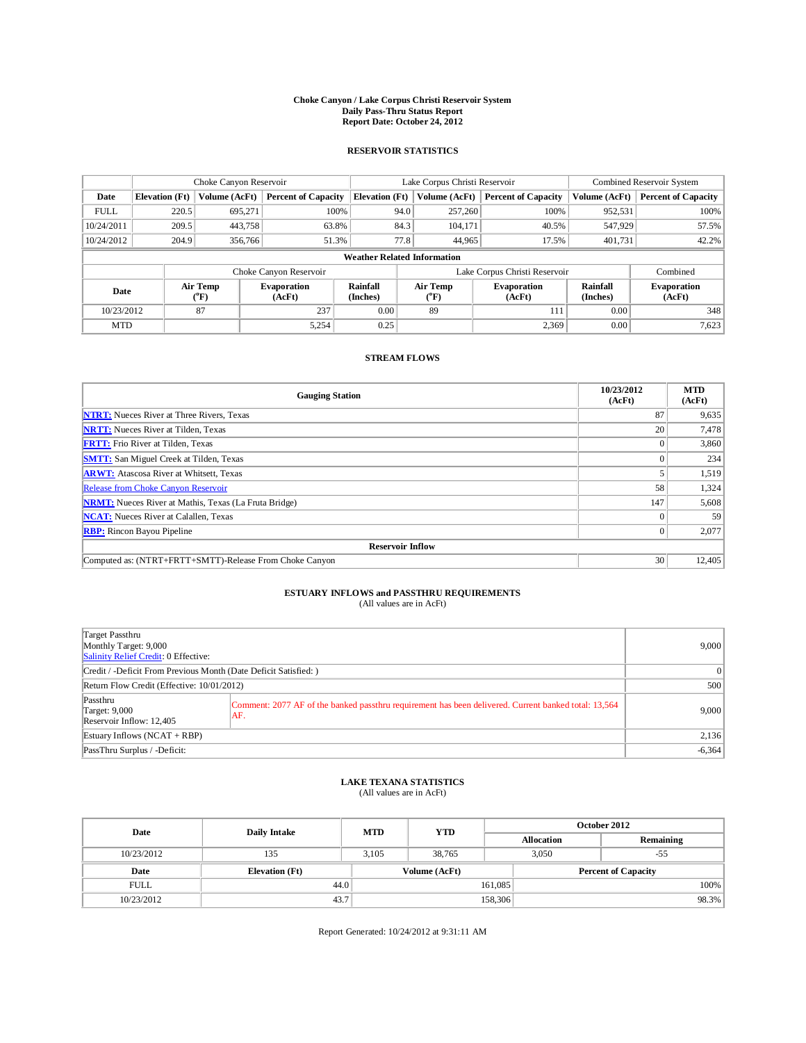**Choke Canyon / Lake Corpus Christi Reservoir System**
**Daily Pass-Thru Status Report**
**Report Date: October 24, 2012**

## RESERVOIR STATISTICS

| | Choke Canyon Reservoir | | | Lake Corpus Christi Reservoir | | | Combined Reservoir System | |
|---|---|---|---|---|---|---|---|---|
| Date | Elevation (Ft) | Volume (AcFt) | Percent of Capacity | Elevation (Ft) | Volume (AcFt) | Percent of Capacity | Volume (AcFt) | Percent of Capacity |
| FULL | 220.5 | 695,271 | 100% | 94.0 | 257,260 | 100% | 952,531 | 100% |
| 10/24/2011 | 209.5 | 443,758 | 63.8% | 84.3 | 104,171 | 40.5% | 547,929 | 57.5% |
| 10/24/2012 | 204.9 | 356,766 | 51.3% | 77.8 | 44,965 | 17.5% | 401,731 | 42.2% |

**Weather Related Information**

| | Choke Canyon Reservoir | | | Lake Corpus Christi Reservoir | | | Combined |
|---|---|---|---|---|---|---|---|
| Date | Air Temp (°F) | Evaporation (AcFt) | Rainfall (Inches) | Air Temp (°F) | Evaporation (AcFt) | Rainfall (Inches) | Evaporation (AcFt) |
| 10/23/2012 | 87 | 237 | 0.00 | 89 | 111 | 0.00 | 348 |
| MTD | | 5,254 | 0.25 | | 2,369 | 0.00 | 7,623 |

## STREAM FLOWS

| Gauging Station | 10/23/2012 (AcFt) | MTD (AcFt) |
|---|---|---|
| NTRT: Nueces River at Three Rivers, Texas | 87 | 9,635 |
| NRTT: Nueces River at Tilden, Texas | 20 | 7,478 |
| FRTT: Frio River at Tilden, Texas | 0 | 3,860 |
| SMTT: San Miguel Creek at Tilden, Texas | 0 | 234 |
| ARWT: Atascosa River at Whitsett, Texas | 5 | 1,519 |
| Release from Choke Canyon Reservoir | 58 | 1,324 |
| NRMT: Nueces River at Mathis, Texas (La Fruta Bridge) | 147 | 5,608 |
| NCAT: Nueces River at Calallen, Texas | 0 | 59 |
| RBP: Rincon Bayou Pipeline | 0 | 2,077 |
| **Reservoir Inflow** | | |
| Computed as: (NTRT+FRTT+SMTT)-Release From Choke Canyon | 30 | 12,405 |

## ESTUARY INFLOWS and PASSTHRU REQUIREMENTS
(All values are in AcFt)

| | | |
|---|---|---|
| Target Passthru<br>Monthly Target: 9,000<br>Salinity Relief Credit: 0 Effective: | | 9,000 |
| Credit / -Deficit From Previous Month (Date Deficit Satisfied: ) | | 0 |
| Return Flow Credit (Effective: 10/01/2012) | | 500 |
| Passthru<br>Target: 9,000<br>Reservoir Inflow: 12,405 | Comment: 2077 AF of the banked passthru requirement has been delivered. Current banked total: 13,564 AF. | 9,000 |
| Estuary Inflows (NCAT + RBP) | | 2,136 |
| PassThru Surplus / -Deficit: | | -6,364 |

## LAKE TEXANA STATISTICS
(All values are in AcFt)

| Date | Daily Intake | MTD | YTD | October 2012 Allocation | October 2012 Remaining |
|---|---|---|---|---|---|
| 10/23/2012 | 135 | 3,105 | 38,765 | 3,050 | -55 |

| Date | Elevation (Ft) | Volume (AcFt) | Percent of Capacity |
|---|---|---|---|
| FULL | 44.0 | 161,085 | 100% |
| 10/23/2012 | 43.7 | 158,306 | 98.3% |

Report Generated: 10/24/2012 at 9:31:11 AM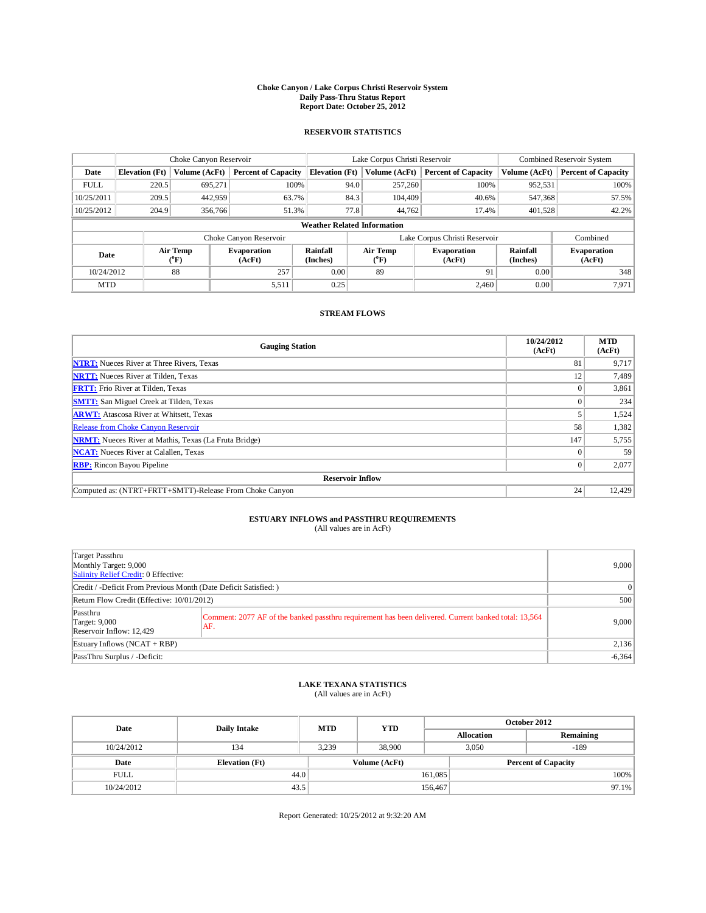# Choke Canyon / Lake Corpus Christi Reservoir System
## Daily Pass-Thru Status Report
## Report Date: October 25, 2012

### RESERVOIR STATISTICS

| | Choke Canyon Reservoir | | | Lake Corpus Christi Reservoir | | | Combined Reservoir System | |
|---|---|---|---|---|---|---|---|---|
| Date | Elevation (Ft) | Volume (AcFt) | Percent of Capacity | Elevation (Ft) | Volume (AcFt) | Percent of Capacity | Volume (AcFt) | Percent of Capacity |
| FULL | 220.5 | 695,271 | 100% | 94.0 | 257,260 | 100% | 952,531 | 100% |
| 10/25/2011 | 209.5 | 442,959 | 63.7% | 84.3 | 104,409 | 40.6% | 547,368 | 57.5% |
| 10/25/2012 | 204.9 | 356,766 | 51.3% | 77.8 | 44,762 | 17.4% | 401,528 | 42.2% |

**Weather Related Information**

| | Choke Canyon Reservoir | | | Lake Corpus Christi Reservoir | | | Combined |
|---|---|---|---|---|---|---|---|
| Date | Air Temp (°F) | Evaporation (AcFt) | Rainfall (Inches) | Air Temp (°F) | Evaporation (AcFt) | Rainfall (Inches) | Evaporation (AcFt) |
| 10/24/2012 | 88 | 257 | 0.00 | 89 | 91 | 0.00 | 348 |
| MTD | | 5,511 | 0.25 | | 2,460 | 0.00 | 7,971 |

### STREAM FLOWS

| Gauging Station | 10/24/2012 (AcFt) | MTD (AcFt) |
|---|---|---|
| NTRT: Nueces River at Three Rivers, Texas | 81 | 9,717 |
| NRTT: Nueces River at Tilden, Texas | 12 | 7,489 |
| FRTT: Frio River at Tilden, Texas | 0 | 3,861 |
| SMTT: San Miguel Creek at Tilden, Texas | 0 | 234 |
| ARWT: Atascosa River at Whitsett, Texas | 5 | 1,524 |
| Release from Choke Canyon Reservoir | 58 | 1,382 |
| NRMT: Nueces River at Mathis, Texas (La Fruta Bridge) | 147 | 5,755 |
| NCAT: Nueces River at Calallen, Texas | 0 | 59 |
| RBP: Rincon Bayou Pipeline | 0 | 2,077 |
| **Reservoir Inflow** | | |
| Computed as: (NTRT+FRTT+SMTT)-Release From Choke Canyon | 24 | 12,429 |

### ESTUARY INFLOWS and PASSTHRU REQUIREMENTS
(All values are in AcFt)

| | | |
|---|---|---|
| Target Passthru<br>Monthly Target: 9,000<br>Salinity Relief Credit: 0 Effective: | | 9,000 |
| Credit / -Deficit From Previous Month (Date Deficit Satisfied: ) | | 0 |
| Return Flow Credit (Effective: 10/01/2012) | | 500 |
| Passthru<br>Target: 9,000<br>Reservoir Inflow: 12,429 | Comment: 2077 AF of the banked passthru requirement has been delivered. Current banked total: 13,564 AF. | 9,000 |
| Estuary Inflows (NCAT + RBP) | | 2,136 |
| PassThru Surplus / -Deficit: | | -6,364 |

### LAKE TEXANA STATISTICS
(All values are in AcFt)

| Date | Daily Intake | MTD | YTD | October 2012 Allocation | October 2012 Remaining |
|---|---|---|---|---|---|
| 10/24/2012 | 134 | 3,239 | 38,900 | 3,050 | -189 |

| Date | Elevation (Ft) | Volume (AcFt) | Percent of Capacity |
|---|---|---|---|
| FULL | 44.0 | 161,085 | 100% |
| 10/24/2012 | 43.5 | 156,467 | 97.1% |

Report Generated: 10/25/2012 at 9:32:20 AM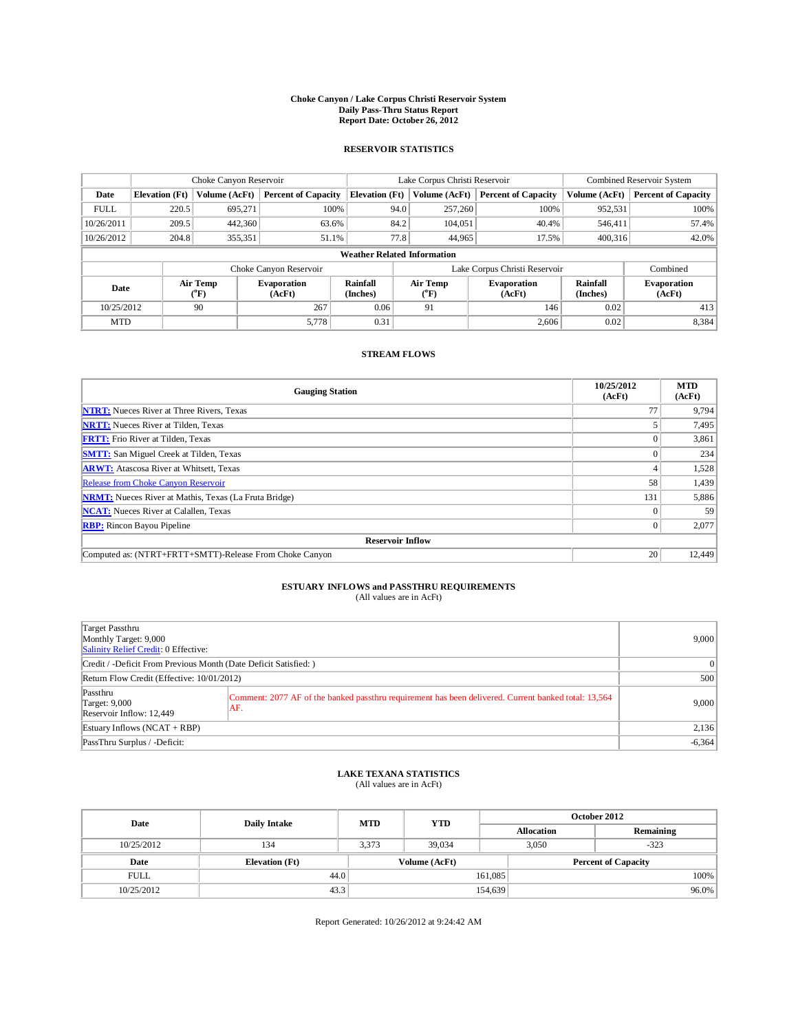**Choke Canyon / Lake Corpus Christi Reservoir System**
**Daily Pass-Thru Status Report**
**Report Date: October 26, 2012**

## RESERVOIR STATISTICS

| | Choke Canyon Reservoir | | | Lake Corpus Christi Reservoir | | | Combined Reservoir System | |
|---|---|---|---|---|---|---|---|---|
| **Date** | **Elevation (Ft)** | **Volume (AcFt)** | **Percent of Capacity** | **Elevation (Ft)** | **Volume (AcFt)** | **Percent of Capacity** | **Volume (AcFt)** | **Percent of Capacity** |
| FULL | 220.5 | 695,271 | 100% | 94.0 | 257,260 | 100% | 952,531 | 100% |
| 10/26/2011 | 209.5 | 442,360 | 63.6% | 84.2 | 104,051 | 40.4% | 546,411 | 57.4% |
| 10/26/2012 | 204.8 | 355,351 | 51.1% | 77.8 | 44,965 | 17.5% | 400,316 | 42.0% |

**Weather Related Information**

| | Choke Canyon Reservoir | | | Lake Corpus Christi Reservoir | | | Combined |
|---|---|---|---|---|---|---|---|
| **Date** | **Air Temp (°F)** | **Evaporation (AcFt)** | **Rainfall (Inches)** | **Air Temp (°F)** | **Evaporation (AcFt)** | **Rainfall (Inches)** | **Evaporation (AcFt)** |
| 10/25/2012 | 90 | 267 | 0.06 | 91 | 146 | 0.02 | 413 |
| MTD | | 5,778 | 0.31 | | 2,606 | 0.02 | 8,384 |

## STREAM FLOWS

| Gauging Station | 10/25/2012 (AcFt) | MTD (AcFt) |
|---|---|---|
| NTRT: Nueces River at Three Rivers, Texas | 77 | 9,794 |
| NRTT: Nueces River at Tilden, Texas | 5 | 7,495 |
| FRTT: Frio River at Tilden, Texas | 0 | 3,861 |
| SMTT: San Miguel Creek at Tilden, Texas | 0 | 234 |
| ARWT: Atascosa River at Whitsett, Texas | 4 | 1,528 |
| Release from Choke Canyon Reservoir | 58 | 1,439 |
| NRMT: Nueces River at Mathis, Texas (La Fruta Bridge) | 131 | 5,886 |
| NCAT: Nueces River at Calallen, Texas | 0 | 59 |
| RBP: Rincon Bayou Pipeline | 0 | 2,077 |
| **Reservoir Inflow** | | |
| Computed as: (NTRT+FRTT+SMTT)-Release From Choke Canyon | 20 | 12,449 |

## ESTUARY INFLOWS and PASSTHRU REQUIREMENTS
(All values are in AcFt)

| | | |
|---|---|---|
| Target Passthru<br>Monthly Target: 9,000<br>Salinity Relief Credit: 0 Effective: | | 9,000 |
| Credit / -Deficit From Previous Month (Date Deficit Satisfied: ) | | 0 |
| Return Flow Credit (Effective: 10/01/2012) | | 500 |
| Passthru<br>Target: 9,000<br>Reservoir Inflow: 12,449 | Comment: 2077 AF of the banked passthru requirement has been delivered. Current banked total: 13,564 AF. | 9,000 |
| Estuary Inflows (NCAT + RBP) | | 2,136 |
| PassThru Surplus / -Deficit: | | -6,364 |

## LAKE TEXANA STATISTICS
(All values are in AcFt)

| Date | Daily Intake | MTD | YTD | October 2012 Allocation | October 2012 Remaining |
|---|---|---|---|---|---|
| 10/25/2012 | 134 | 3,373 | 39,034 | 3,050 | -323 |

| Date | Elevation (Ft) | Volume (AcFt) | Percent of Capacity |
|---|---|---|---|
| FULL | 44.0 | 161,085 | 100% |
| 10/25/2012 | 43.3 | 154,639 | 96.0% |

Report Generated: 10/26/2012 at 9:24:42 AM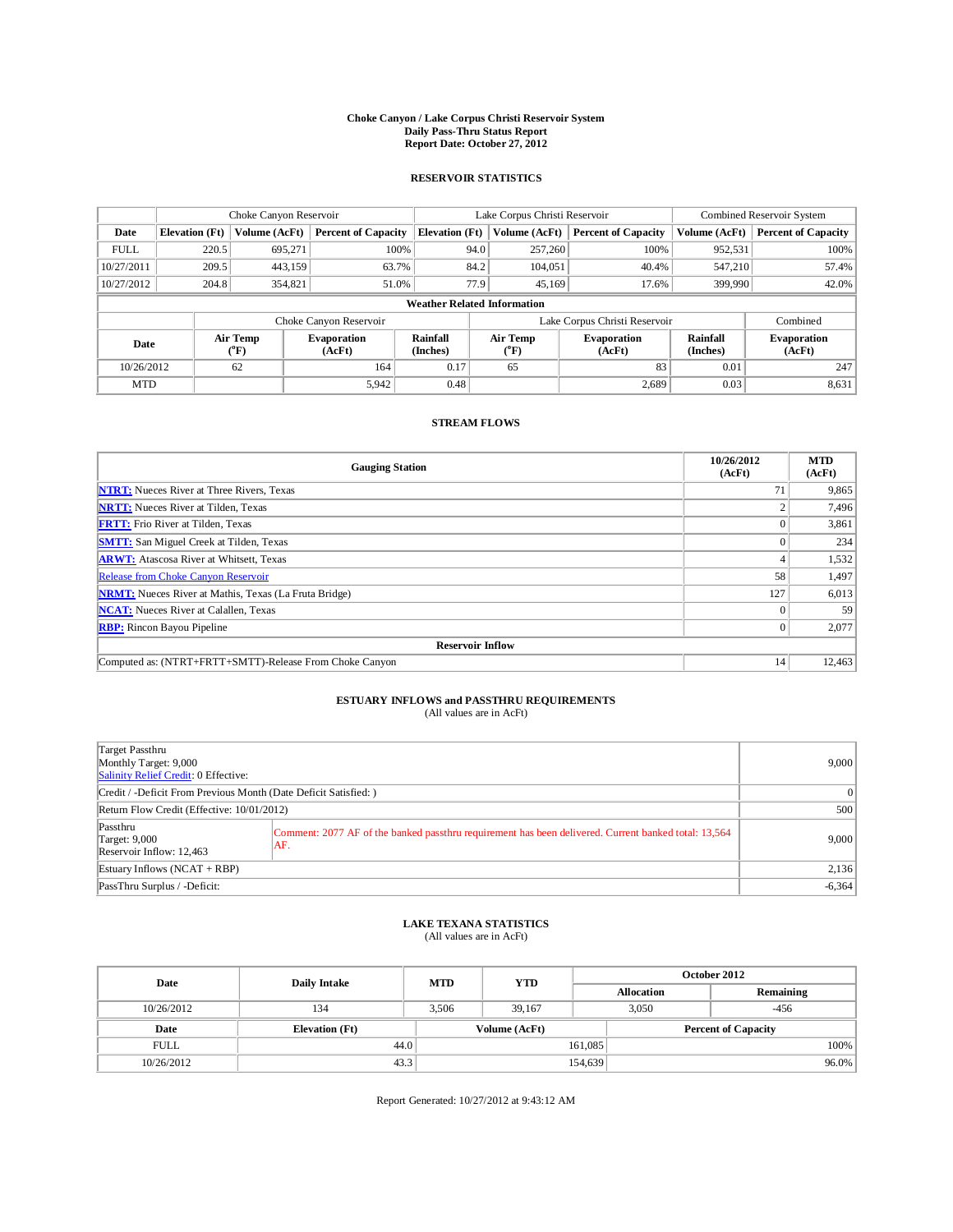# Choke Canyon / Lake Corpus Christi Reservoir System
## Daily Pass-Thru Status Report
## Report Date: October 27, 2012

### RESERVOIR STATISTICS

| | Choke Canyon Reservoir | | | Lake Corpus Christi Reservoir | | | Combined Reservoir System | |
|---|---|---|---|---|---|---|---|---|
| Date | Elevation (Ft) | Volume (AcFt) | Percent of Capacity | Elevation (Ft) | Volume (AcFt) | Percent of Capacity | Volume (AcFt) | Percent of Capacity |
| FULL | 220.5 | 695,271 | 100% | 94.0 | 257,260 | 100% | 952,531 | 100% |
| 10/27/2011 | 209.5 | 443,159 | 63.7% | 84.2 | 104,051 | 40.4% | 547,210 | 57.4% |
| 10/27/2012 | 204.8 | 354,821 | 51.0% | 77.9 | 45,169 | 17.6% | 399,990 | 42.0% |

**Weather Related Information**

| | Choke Canyon Reservoir | | | Lake Corpus Christi Reservoir | | | Combined |
|---|---|---|---|---|---|---|---|
| Date | Air Temp (°F) | Evaporation (AcFt) | Rainfall (Inches) | Air Temp (°F) | Evaporation (AcFt) | Rainfall (Inches) | Evaporation (AcFt) |
| 10/26/2012 | 62 | 164 | 0.17 | 65 | 83 | 0.01 | 247 |
| MTD | | 5,942 | 0.48 | | 2,689 | 0.03 | 8,631 |

### STREAM FLOWS

| Gauging Station | 10/26/2012 (AcFt) | MTD (AcFt) |
|---|---|---|
| NTRT: Nueces River at Three Rivers, Texas | 71 | 9,865 |
| NRTT: Nueces River at Tilden, Texas | 2 | 7,496 |
| FRTT: Frio River at Tilden, Texas | 0 | 3,861 |
| SMTT: San Miguel Creek at Tilden, Texas | 0 | 234 |
| ARWT: Atascosa River at Whitsett, Texas | 4 | 1,532 |
| Release from Choke Canyon Reservoir | 58 | 1,497 |
| NRMT: Nueces River at Mathis, Texas (La Fruta Bridge) | 127 | 6,013 |
| NCAT: Nueces River at Calallen, Texas | 0 | 59 |
| RBP: Rincon Bayou Pipeline | 0 | 2,077 |
| **Reservoir Inflow** | | |
| Computed as: (NTRT+FRTT+SMTT)-Release From Choke Canyon | 14 | 12,463 |

### ESTUARY INFLOWS and PASSTHRU REQUIREMENTS
(All values are in AcFt)

| | | |
|---|---|---|
| Target Passthru<br>Monthly Target: 9,000<br>Salinity Relief Credit: 0 Effective: | | 9,000 |
| Credit / -Deficit From Previous Month (Date Deficit Satisfied: ) | | 0 |
| Return Flow Credit (Effective: 10/01/2012) | | 500 |
| Passthru<br>Target: 9,000<br>Reservoir Inflow: 12,463 | Comment: 2077 AF of the banked passthru requirement has been delivered. Current banked total: 13,564 AF. | 9,000 |
| Estuary Inflows (NCAT + RBP) | | 2,136 |
| PassThru Surplus / -Deficit: | | -6,364 |

### LAKE TEXANA STATISTICS
(All values are in AcFt)

| Date | Daily Intake | MTD | YTD | October 2012 Allocation | October 2012 Remaining |
|---|---|---|---|---|---|
| 10/26/2012 | 134 | 3,506 | 39,167 | 3,050 | -456 |

| Date | Elevation (Ft) | Volume (AcFt) | Percent of Capacity |
|---|---|---|---|
| FULL | 44.0 | 161,085 | 100% |
| 10/26/2012 | 43.3 | 154,639 | 96.0% |

Report Generated: 10/27/2012 at 9:43:12 AM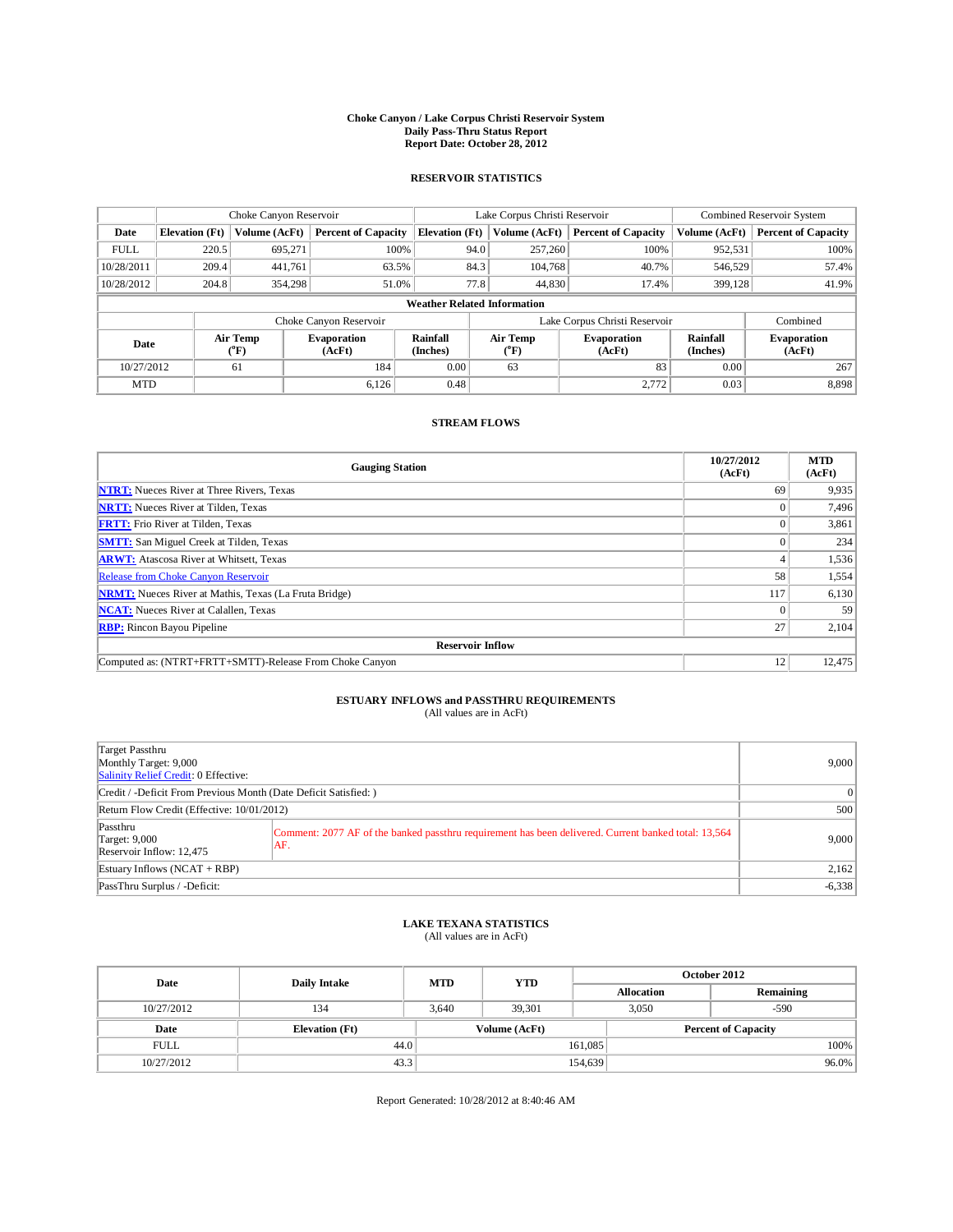# Choke Canyon / Lake Corpus Christi Reservoir System
## Daily Pass-Thru Status Report
### Report Date: October 28, 2012

## RESERVOIR STATISTICS

| | Choke Canyon Reservoir | | | Lake Corpus Christi Reservoir | | | Combined Reservoir System | |
|---|---|---|---|---|---|---|---|---|
| **Date** | **Elevation (Ft)** | **Volume (AcFt)** | **Percent of Capacity** | **Elevation (Ft)** | **Volume (AcFt)** | **Percent of Capacity** | **Volume (AcFt)** | **Percent of Capacity** |
| FULL | 220.5 | 695,271 | 100% | 94.0 | 257,260 | 100% | 952,531 | 100% |
| 10/28/2011 | 209.4 | 441,761 | 63.5% | 84.3 | 104,768 | 40.7% | 546,529 | 57.4% |
| 10/28/2012 | 204.8 | 354,298 | 51.0% | 77.8 | 44,830 | 17.4% | 399,128 | 41.9% |

**Weather Related Information**

| | Choke Canyon Reservoir | | | Lake Corpus Christi Reservoir | | | Combined |
|---|---|---|---|---|---|---|---|
| **Date** | **Air Temp (°F)** | **Evaporation (AcFt)** | **Rainfall (Inches)** | **Air Temp (°F)** | **Evaporation (AcFt)** | **Rainfall (Inches)** | **Evaporation (AcFt)** |
| 10/27/2012 | 61 | 184 | 0.00 | 63 | 83 | 0.00 | 267 |
| MTD | | 6,126 | 0.48 | | 2,772 | 0.03 | 8,898 |

## STREAM FLOWS

| Gauging Station | 10/27/2012 (AcFt) | MTD (AcFt) |
|---|---|---|
| NTRT: Nueces River at Three Rivers, Texas | 69 | 9,935 |
| NRTT: Nueces River at Tilden, Texas | 0 | 7,496 |
| FRTT: Frio River at Tilden, Texas | 0 | 3,861 |
| SMTT: San Miguel Creek at Tilden, Texas | 0 | 234 |
| ARWT: Atascosa River at Whitsett, Texas | 4 | 1,536 |
| Release from Choke Canyon Reservoir | 58 | 1,554 |
| NRMT: Nueces River at Mathis, Texas (La Fruta Bridge) | 117 | 6,130 |
| NCAT: Nueces River at Calallen, Texas | 0 | 59 |
| RBP: Rincon Bayou Pipeline | 27 | 2,104 |
| **Reservoir Inflow** | | |
| Computed as: (NTRT+FRTT+SMTT)-Release From Choke Canyon | 12 | 12,475 |

## ESTUARY INFLOWS and PASSTHRU REQUIREMENTS
(All values are in AcFt)

| | | |
|---|---|---|
| Target Passthru<br>Monthly Target: 9,000<br>Salinity Relief Credit: 0 Effective: | | 9,000 |
| Credit / -Deficit From Previous Month (Date Deficit Satisfied: ) | | 0 |
| Return Flow Credit (Effective: 10/01/2012) | | 500 |
| Passthru<br>Target: 9,000<br>Reservoir Inflow: 12,475 | Comment: 2077 AF of the banked passthru requirement has been delivered. Current banked total: 13,564 AF. | 9,000 |
| Estuary Inflows (NCAT + RBP) | | 2,162 |
| PassThru Surplus / -Deficit: | | -6,338 |

## LAKE TEXANA STATISTICS
(All values are in AcFt)

| Date | Daily Intake | MTD | YTD | October 2012 Allocation | October 2012 Remaining |
|---|---|---|---|---|---|
| 10/27/2012 | 134 | 3,640 | 39,301 | 3,050 | -590 |

| Date | Elevation (Ft) | Volume (AcFt) | Percent of Capacity |
|---|---|---|---|
| FULL | 44.0 | 161,085 | 100% |
| 10/27/2012 | 43.3 | 154,639 | 96.0% |

Report Generated: 10/28/2012 at 8:40:46 AM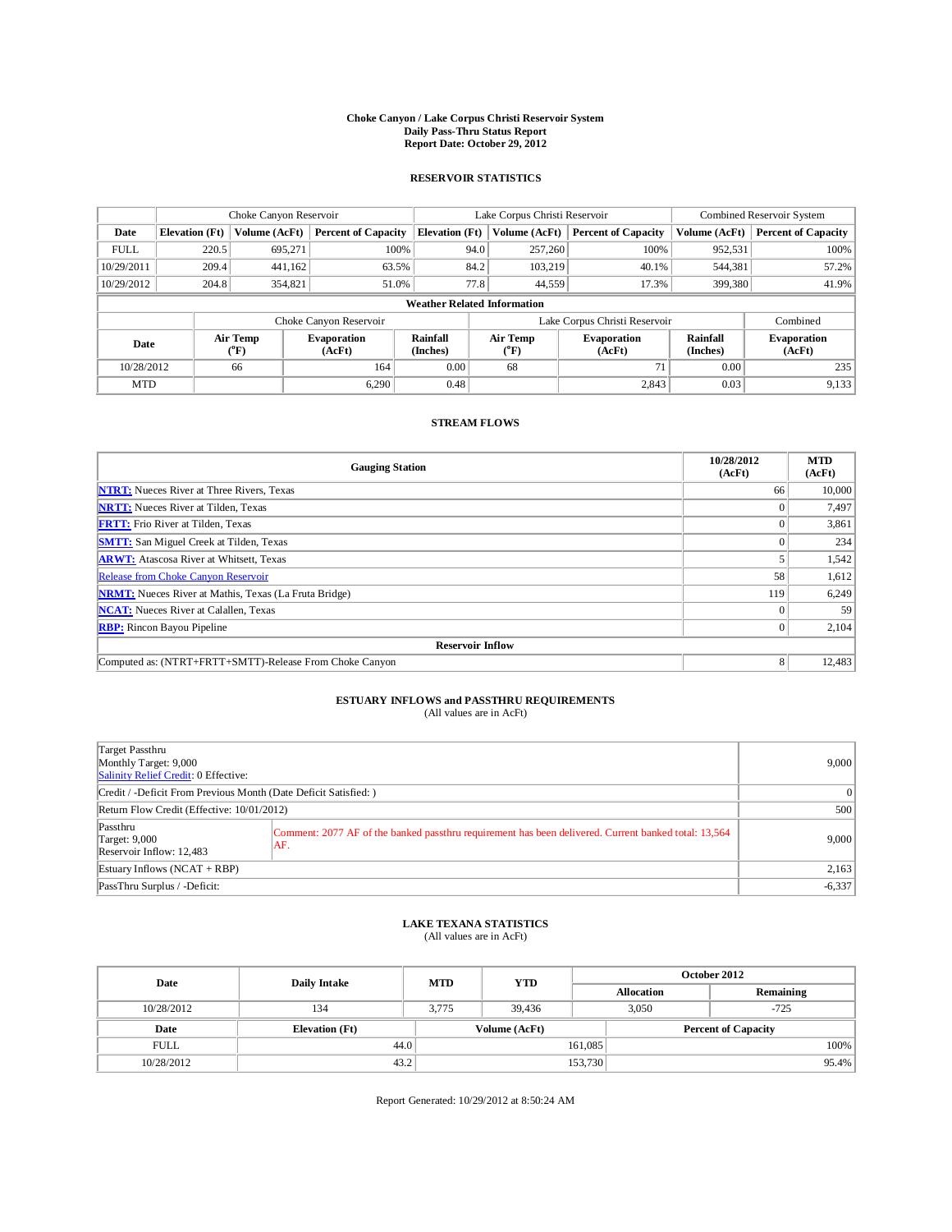**Choke Canyon / Lake Corpus Christi Reservoir System**
**Daily Pass-Thru Status Report**
**Report Date: October 29, 2012**

## RESERVOIR STATISTICS

| | Choke Canyon Reservoir | | | Lake Corpus Christi Reservoir | | | Combined Reservoir System | |
|---|---|---|---|---|---|---|---|---|
| Date | Elevation (Ft) | Volume (AcFt) | Percent of Capacity | Elevation (Ft) | Volume (AcFt) | Percent of Capacity | Volume (AcFt) | Percent of Capacity |
| FULL | 220.5 | 695,271 | 100% | 94.0 | 257,260 | 100% | 952,531 | 100% |
| 10/29/2011 | 209.4 | 441,162 | 63.5% | 84.2 | 103,219 | 40.1% | 544,381 | 57.2% |
| 10/29/2012 | 204.8 | 354,821 | 51.0% | 77.8 | 44,559 | 17.3% | 399,380 | 41.9% |

**Weather Related Information**

| | Choke Canyon Reservoir | | | Lake Corpus Christi Reservoir | | | Combined |
|---|---|---|---|---|---|---|---|
| Date | Air Temp (°F) | Evaporation (AcFt) | Rainfall (Inches) | Air Temp (°F) | Evaporation (AcFt) | Rainfall (Inches) | Evaporation (AcFt) |
| 10/28/2012 | 66 | 164 | 0.00 | 68 | 71 | 0.00 | 235 |
| MTD | | 6,290 | 0.48 | | 2,843 | 0.03 | 9,133 |

## STREAM FLOWS

| Gauging Station | 10/28/2012 (AcFt) | MTD (AcFt) |
|---|---|---|
| **NTRT:** Nueces River at Three Rivers, Texas | 66 | 10,000 |
| **NRTT:** Nueces River at Tilden, Texas | 0 | 7,497 |
| **FRTT:** Frio River at Tilden, Texas | 0 | 3,861 |
| **SMTT:** San Miguel Creek at Tilden, Texas | 0 | 234 |
| **ARWT:** Atascosa River at Whitsett, Texas | 5 | 1,542 |
| Release from Choke Canyon Reservoir | 58 | 1,612 |
| **NRMT:** Nueces River at Mathis, Texas (La Fruta Bridge) | 119 | 6,249 |
| **NCAT:** Nueces River at Calallen, Texas | 0 | 59 |
| **RBP:** Rincon Bayou Pipeline | 0 | 2,104 |
| **Reservoir Inflow** | | |
| Computed as: (NTRT+FRTT+SMTT)-Release From Choke Canyon | 8 | 12,483 |

## ESTUARY INFLOWS and PASSTHRU REQUIREMENTS
(All values are in AcFt)

| | | |
|---|---|---|
| Target Passthru<br>Monthly Target: 9,000<br>Salinity Relief Credit: 0 Effective: | | 9,000 |
| Credit / -Deficit From Previous Month (Date Deficit Satisfied: ) | | 0 |
| Return Flow Credit (Effective: 10/01/2012) | | 500 |
| Passthru<br>Target: 9,000<br>Reservoir Inflow: 12,483 | Comment: 2077 AF of the banked passthru requirement has been delivered. Current banked total: 13,564 AF. | 9,000 |
| Estuary Inflows (NCAT + RBP) | | 2,163 |
| PassThru Surplus / -Deficit: | | -6,337 |

## LAKE TEXANA STATISTICS
(All values are in AcFt)

| Date | Daily Intake | MTD | YTD | October 2012 Allocation | October 2012 Remaining |
|---|---|---|---|---|---|
| 10/28/2012 | 134 | 3,775 | 39,436 | 3,050 | -725 |

| Date | Elevation (Ft) | Volume (AcFt) | Percent of Capacity |
|---|---|---|---|
| FULL | 44.0 | 161,085 | 100% |
| 10/28/2012 | 43.2 | 153,730 | 95.4% |

Report Generated: 10/29/2012 at 8:50:24 AM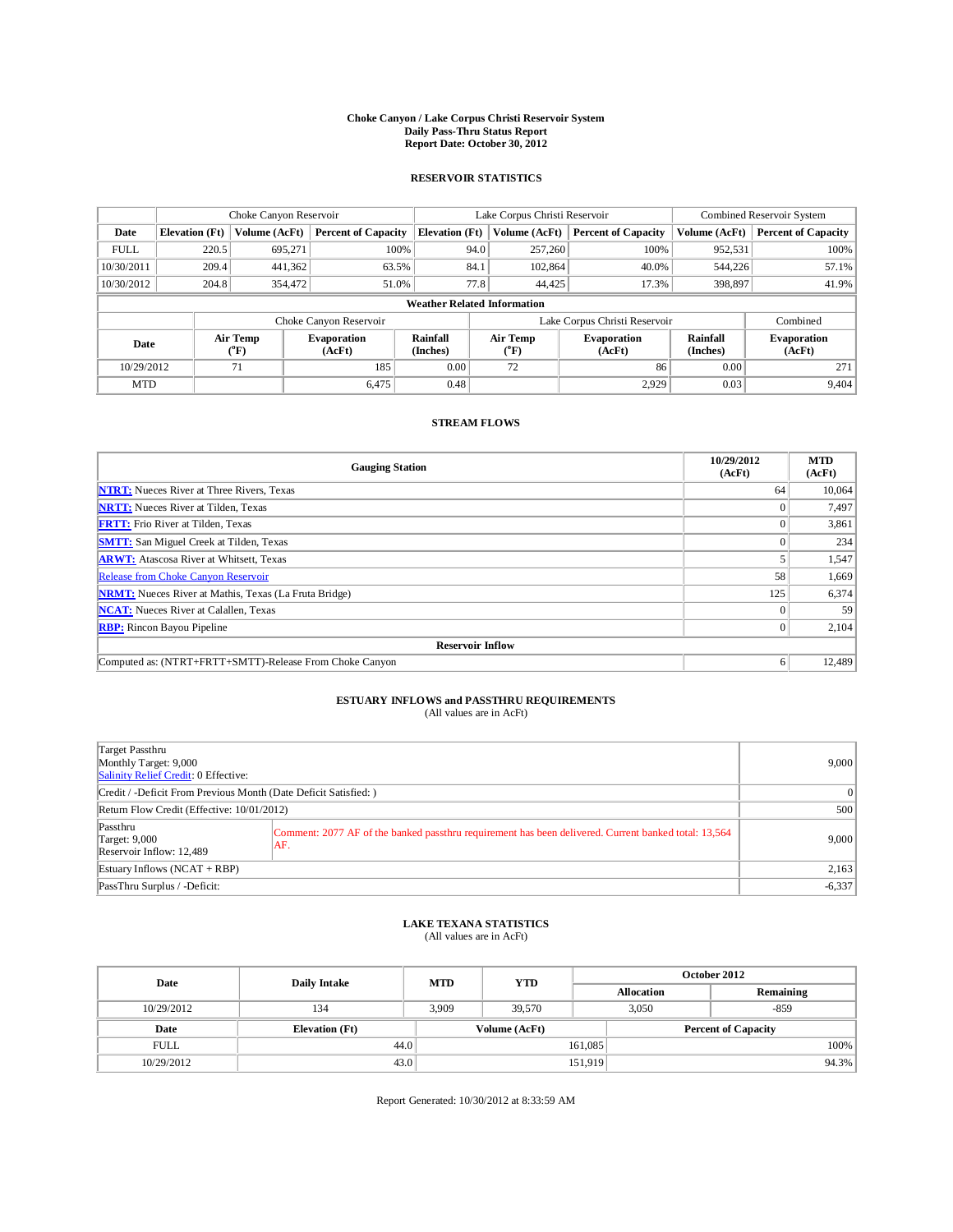# Choke Canyon / Lake Corpus Christi Reservoir System
## Daily Pass-Thru Status Report
### Report Date: October 30, 2012

## RESERVOIR STATISTICS

| | Choke Canyon Reservoir | | | Lake Corpus Christi Reservoir | | | Combined Reservoir System | |
|---|---|---|---|---|---|---|---|---|
| Date | Elevation (Ft) | Volume (AcFt) | Percent of Capacity | Elevation (Ft) | Volume (AcFt) | Percent of Capacity | Volume (AcFt) | Percent of Capacity |
| FULL | 220.5 | 695,271 | 100% | 94.0 | 257,260 | 100% | 952,531 | 100% |
| 10/30/2011 | 209.4 | 441,362 | 63.5% | 84.1 | 102,864 | 40.0% | 544,226 | 57.1% |
| 10/30/2012 | 204.8 | 354,472 | 51.0% | 77.8 | 44,425 | 17.3% | 398,897 | 41.9% |

**Weather Related Information**

| | Choke Canyon Reservoir | | | Lake Corpus Christi Reservoir | | | Combined |
|---|---|---|---|---|---|---|---|
| Date | Air Temp (°F) | Evaporation (AcFt) | Rainfall (Inches) | Air Temp (°F) | Evaporation (AcFt) | Rainfall (Inches) | Evaporation (AcFt) |
| 10/29/2012 | 71 | 185 | 0.00 | 72 | 86 | 0.00 | 271 |
| MTD | | 6,475 | 0.48 | | 2,929 | 0.03 | 9,404 |

## STREAM FLOWS

| Gauging Station | 10/29/2012 (AcFt) | MTD (AcFt) |
|---|---|---|
| NTRT: Nueces River at Three Rivers, Texas | 64 | 10,064 |
| NRTT: Nueces River at Tilden, Texas | 0 | 7,497 |
| FRTT: Frio River at Tilden, Texas | 0 | 3,861 |
| SMTT: San Miguel Creek at Tilden, Texas | 0 | 234 |
| ARWT: Atascosa River at Whitsett, Texas | 5 | 1,547 |
| Release from Choke Canyon Reservoir | 58 | 1,669 |
| NRMT: Nueces River at Mathis, Texas (La Fruta Bridge) | 125 | 6,374 |
| NCAT: Nueces River at Calallen, Texas | 0 | 59 |
| RBP: Rincon Bayou Pipeline | 0 | 2,104 |
| **Reservoir Inflow** | | |
| Computed as: (NTRT+FRTT+SMTT)-Release From Choke Canyon | 6 | 12,489 |

## ESTUARY INFLOWS and PASSTHRU REQUIREMENTS
(All values are in AcFt)

| | | |
|---|---|---|
| Target Passthru<br>Monthly Target: 9,000<br>Salinity Relief Credit: 0 Effective: | | 9,000 |
| Credit / -Deficit From Previous Month (Date Deficit Satisfied: ) | | 0 |
| Return Flow Credit (Effective: 10/01/2012) | | 500 |
| Passthru<br>Target: 9,000<br>Reservoir Inflow: 12,489 | Comment: 2077 AF of the banked passthru requirement has been delivered. Current banked total: 13,564 AF. | 9,000 |
| Estuary Inflows (NCAT + RBP) | | 2,163 |
| PassThru Surplus / -Deficit: | | -6,337 |

## LAKE TEXANA STATISTICS
(All values are in AcFt)

| Date | Daily Intake | MTD | YTD | October 2012 Allocation | October 2012 Remaining |
|---|---|---|---|---|---|
| 10/29/2012 | 134 | 3,909 | 39,570 | 3,050 | -859 |

| Date | Elevation (Ft) | Volume (AcFt) | Percent of Capacity |
|---|---|---|---|
| FULL | 44.0 | 161,085 | 100% |
| 10/29/2012 | 43.0 | 151,919 | 94.3% |

Report Generated: 10/30/2012 at 8:33:59 AM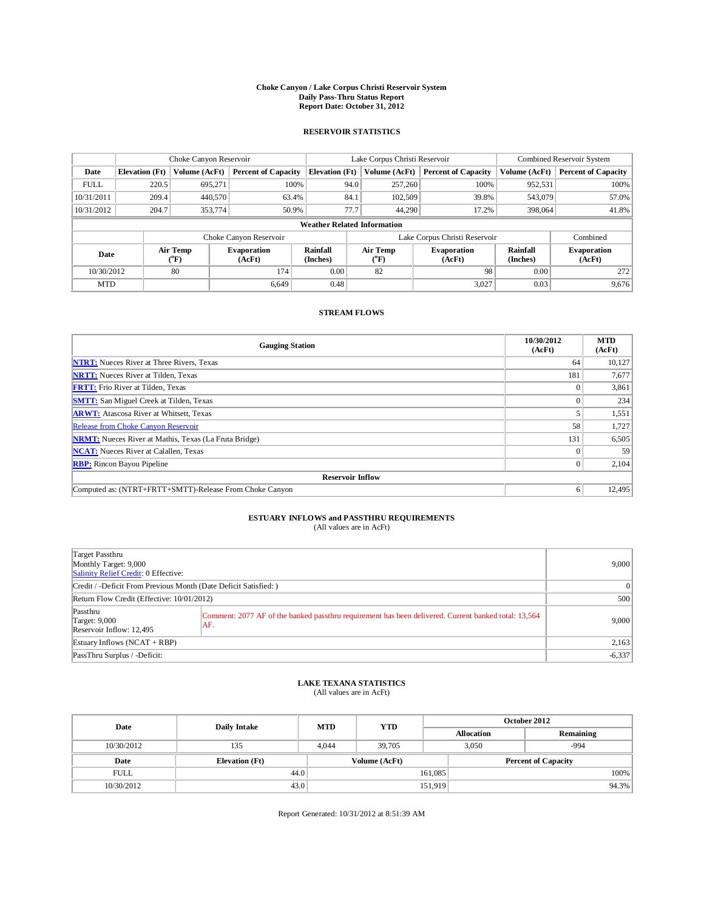**Choke Canyon / Lake Corpus Christi Reservoir System**
**Daily Pass-Thru Status Report**
**Report Date: October 31, 2012**

### RESERVOIR STATISTICS

| | Choke Canyon Reservoir | | | Lake Corpus Christi Reservoir | | | Combined Reservoir System | |
|---|---|---|---|---|---|---|---|---|
| Date | Elevation (Ft) | Volume (AcFt) | Percent of Capacity | Elevation (Ft) | Volume (AcFt) | Percent of Capacity | Volume (AcFt) | Percent of Capacity |
| FULL | 220.5 | 695,271 | 100% | 94.0 | 257,260 | 100% | 952,531 | 100% |
| 10/31/2011 | 209.4 | 440,570 | 63.4% | 84.1 | 102,509 | 39.8% | 543,079 | 57.0% |
| 10/31/2012 | 204.7 | 353,774 | 50.9% | 77.7 | 44,290 | 17.2% | 398,064 | 41.8% |

**Weather Related Information**

| | Choke Canyon Reservoir | | | Lake Corpus Christi Reservoir | | | Combined |
|---|---|---|---|---|---|---|---|
| Date | Air Temp (°F) | Evaporation (AcFt) | Rainfall (Inches) | Air Temp (°F) | Evaporation (AcFt) | Rainfall (Inches) | Evaporation (AcFt) |
| 10/30/2012 | 80 | 174 | 0.00 | 82 | 98 | 0.00 | 272 |
| MTD | | 6,649 | 0.48 | | 3,027 | 0.03 | 9,676 |

### STREAM FLOWS

| Gauging Station | 10/30/2012 (AcFt) | MTD (AcFt) |
|---|---|---|
| **NTRT:** Nueces River at Three Rivers, Texas | 64 | 10,127 |
| **NRTT:** Nueces River at Tilden, Texas | 181 | 7,677 |
| **FRTT:** Frio River at Tilden, Texas | 0 | 3,861 |
| **SMTT:** San Miguel Creek at Tilden, Texas | 0 | 234 |
| **ARWT:** Atascosa River at Whitsett, Texas | 5 | 1,551 |
| Release from Choke Canyon Reservoir | 58 | 1,727 |
| **NRMT:** Nueces River at Mathis, Texas (La Fruta Bridge) | 131 | 6,505 |
| **NCAT:** Nueces River at Calallen, Texas | 0 | 59 |
| **RBP:** Rincon Bayou Pipeline | 0 | 2,104 |
| **Reservoir Inflow** | | |
| Computed as: (NTRT+FRTT+SMTT)-Release From Choke Canyon | 6 | 12,495 |

### ESTUARY INFLOWS and PASSTHRU REQUIREMENTS
(All values are in AcFt)

| | | |
|---|---|---|
| Target Passthru<br>Monthly Target: 9,000<br>Salinity Relief Credit: 0 Effective: | | 9,000 |
| Credit / -Deficit From Previous Month (Date Deficit Satisfied: ) | | 0 |
| Return Flow Credit (Effective: 10/01/2012) | | 500 |
| Passthru<br>Target: 9,000<br>Reservoir Inflow: 12,495 | Comment: 2077 AF of the banked passthru requirement has been delivered. Current banked total: 13,564 AF. | 9,000 |
| Estuary Inflows (NCAT + RBP) | | 2,163 |
| PassThru Surplus / -Deficit: | | -6,337 |

### LAKE TEXANA STATISTICS
(All values are in AcFt)

| Date | Daily Intake | MTD | YTD | October 2012 Allocation | October 2012 Remaining |
|---|---|---|---|---|---|
| 10/30/2012 | 135 | 4,044 | 39,705 | 3,050 | -994 |

| Date | Elevation (Ft) | Volume (AcFt) | Percent of Capacity |
|---|---|---|---|
| FULL | 44.0 | 161,085 | 100% |
| 10/30/2012 | 43.0 | 151,919 | 94.3% |

Report Generated: 10/31/2012 at 8:51:39 AM